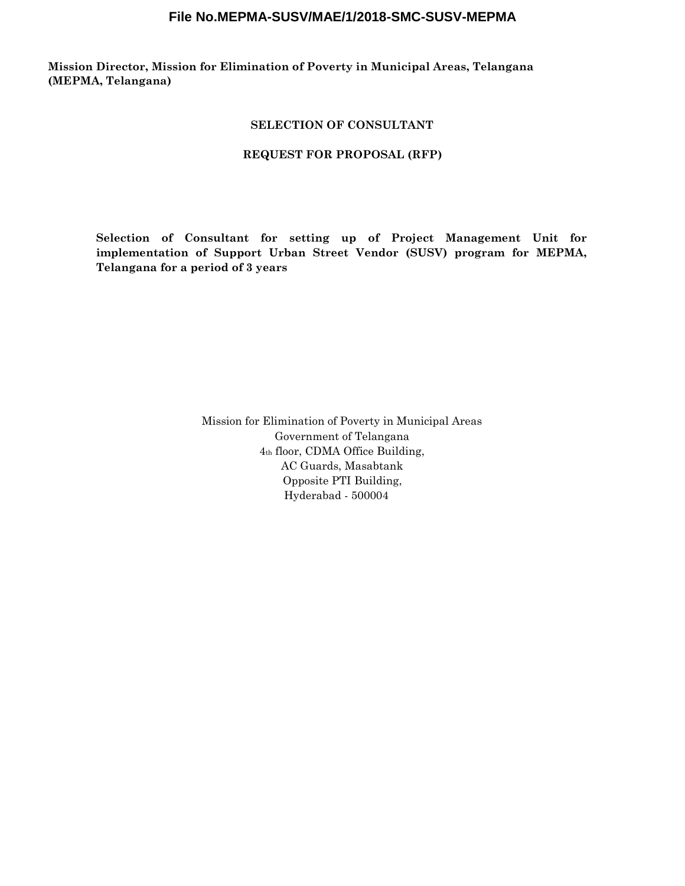**File No.MEPMA-SUSV/MAE/1/2018-SMC-SUSV-MEPMA**

**Mission Director, Mission for Elimination of Poverty in Municipal Areas, Telangana (MEPMA, Telangana)**

**SELECTION OF CONSULTANT**

**REQUEST FOR PROPOSAL (RFP)**

**Selection of Consultant for setting up of Project Management Unit for implementation of Support Urban Street Vendor (SUSV) program for MEPMA, Telangana for a period of 3 years**

Mission for Elimination of Poverty in Municipal Areas
Government of Telangana
4th floor, CDMA Office Building,
AC Guards, Masabtank
Opposite PTI Building,
Hyderabad - 500004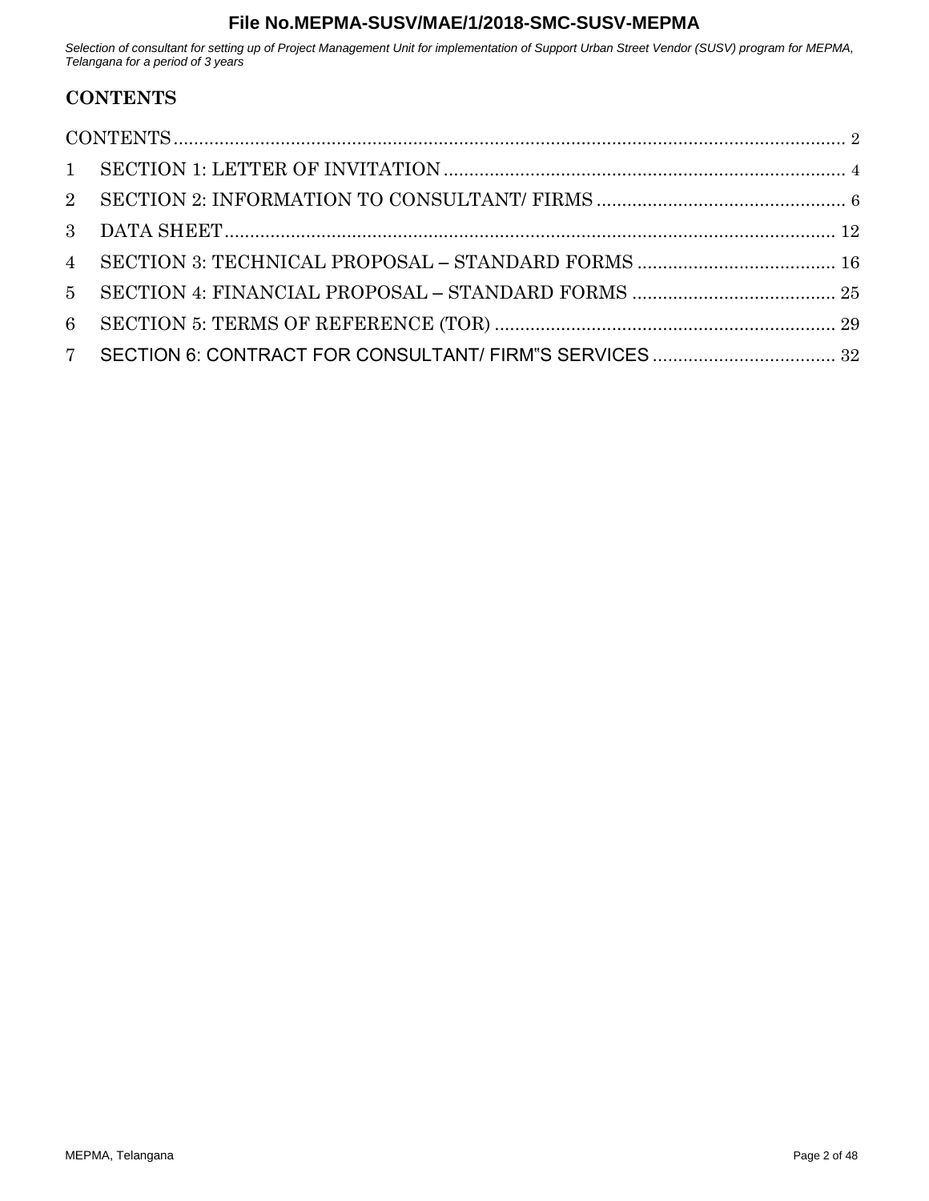# CONTENTS

CONTENTS .......... 2

1 SECTION 1: LETTER OF INVITATION .......... 4

2 SECTION 2: INFORMATION TO CONSULTANT/ FIRMS .......... 6

3 DATA SHEET .......... 12

4 SECTION 3: TECHNICAL PROPOSAL – STANDARD FORMS .......... 16

5 SECTION 4: FINANCIAL PROPOSAL – STANDARD FORMS .......... 25

6 SECTION 5: TERMS OF REFERENCE (TOR) .......... 29

7 SECTION 6: CONTRACT FOR CONSULTANT/ FIRM"S SERVICES .......... 32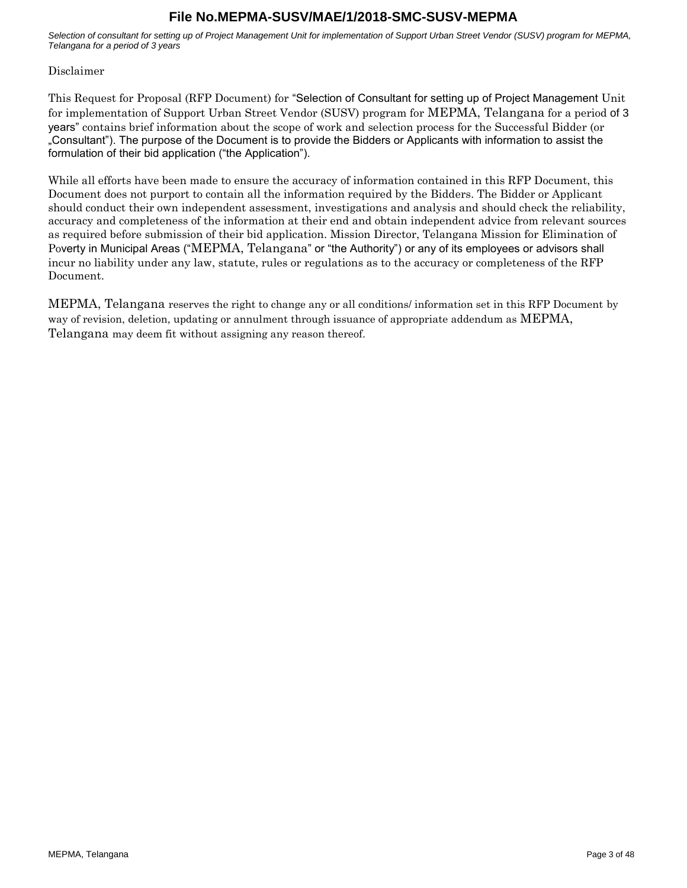Disclaimer

This Request for Proposal (RFP Document) for "Selection of Consultant for setting up of Project Management Unit for implementation of Support Urban Street Vendor (SUSV) program for MEPMA, Telangana for a period of 3 years" contains brief information about the scope of work and selection process for the Successful Bidder (or „Consultant"). The purpose of the Document is to provide the Bidders or Applicants with information to assist the formulation of their bid application ("the Application").

While all efforts have been made to ensure the accuracy of information contained in this RFP Document, this Document does not purport to contain all the information required by the Bidders. The Bidder or Applicant should conduct their own independent assessment, investigations and analysis and should check the reliability, accuracy and completeness of the information at their end and obtain independent advice from relevant sources as required before submission of their bid application. Mission Director, Telangana Mission for Elimination of Poverty in Municipal Areas ("MEPMA, Telangana" or "the Authority") or any of its employees or advisors shall incur no liability under any law, statute, rules or regulations as to the accuracy or completeness of the RFP Document.

MEPMA, Telangana reserves the right to change any or all conditions/ information set in this RFP Document by way of revision, deletion, updating or annulment through issuance of appropriate addendum as MEPMA, Telangana may deem fit without assigning any reason thereof.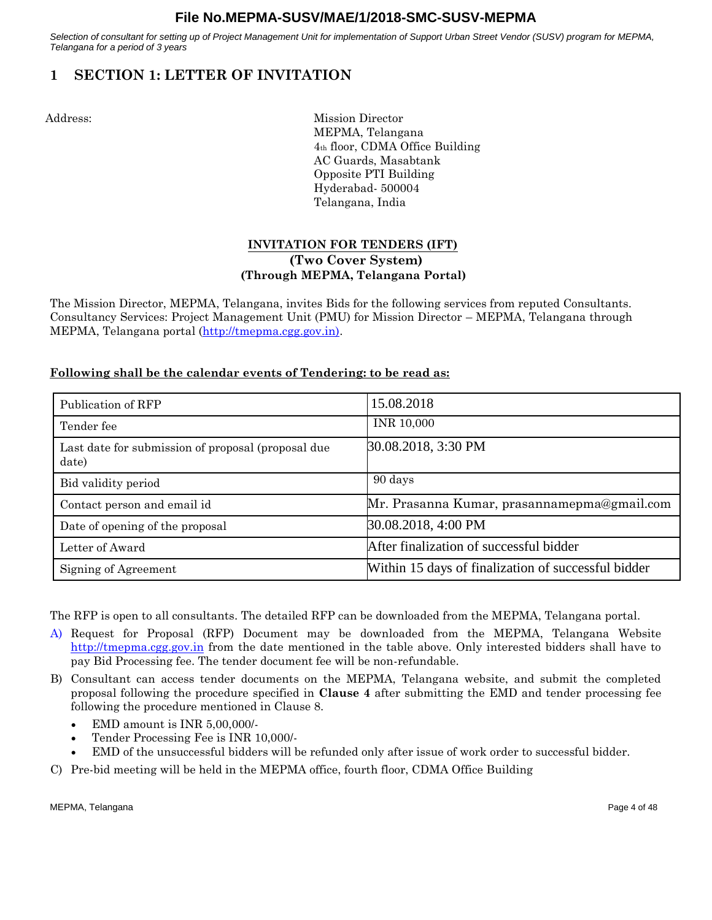# 1 SECTION 1: LETTER OF INVITATION

Address:

Mission Director
MEPMA, Telangana
4th floor, CDMA Office Building
AC Guards, Masabtank
Opposite PTI Building
Hyderabad- 500004
Telangana, India

**INVITATION FOR TENDERS (IFT)**
**(Two Cover System)**
**(Through MEPMA, Telangana Portal)**

The Mission Director, MEPMA, Telangana, invites Bids for the following services from reputed Consultants. Consultancy Services: Project Management Unit (PMU) for Mission Director – MEPMA, Telangana through MEPMA, Telangana portal (http://tmepma.cgg.gov.in).

**Following shall be the calendar events of Tendering: to be read as:**

| Publication of RFP | 15.08.2018 |
|---|---|
| Tender fee | INR 10,000 |
| Last date for submission of proposal (proposal due date) | 30.08.2018, 3:30 PM |
| Bid validity period | 90 days |
| Contact person and email id | Mr. Prasanna Kumar, prasannamepma@gmail.com |
| Date of opening of the proposal | 30.08.2018, 4:00 PM |
| Letter of Award | After finalization of successful bidder |
| Signing of Agreement | Within 15 days of finalization of successful bidder |

The RFP is open to all consultants. The detailed RFP can be downloaded from the MEPMA, Telangana portal.

A) Request for Proposal (RFP) Document may be downloaded from the MEPMA, Telangana Website http://tmepma.cgg.gov.in from the date mentioned in the table above. Only interested bidders shall have to pay Bid Processing fee. The tender document fee will be non-refundable.

B) Consultant can access tender documents on the MEPMA, Telangana website, and submit the completed proposal following the procedure specified in **Clause 4** after submitting the EMD and tender processing fee following the procedure mentioned in Clause 8.
   - EMD amount is INR 5,00,000/-
   - Tender Processing Fee is INR 10,000/-
   - EMD of the unsuccessful bidders will be refunded only after issue of work order to successful bidder.

C) Pre-bid meeting will be held in the MEPMA office, fourth floor, CDMA Office Building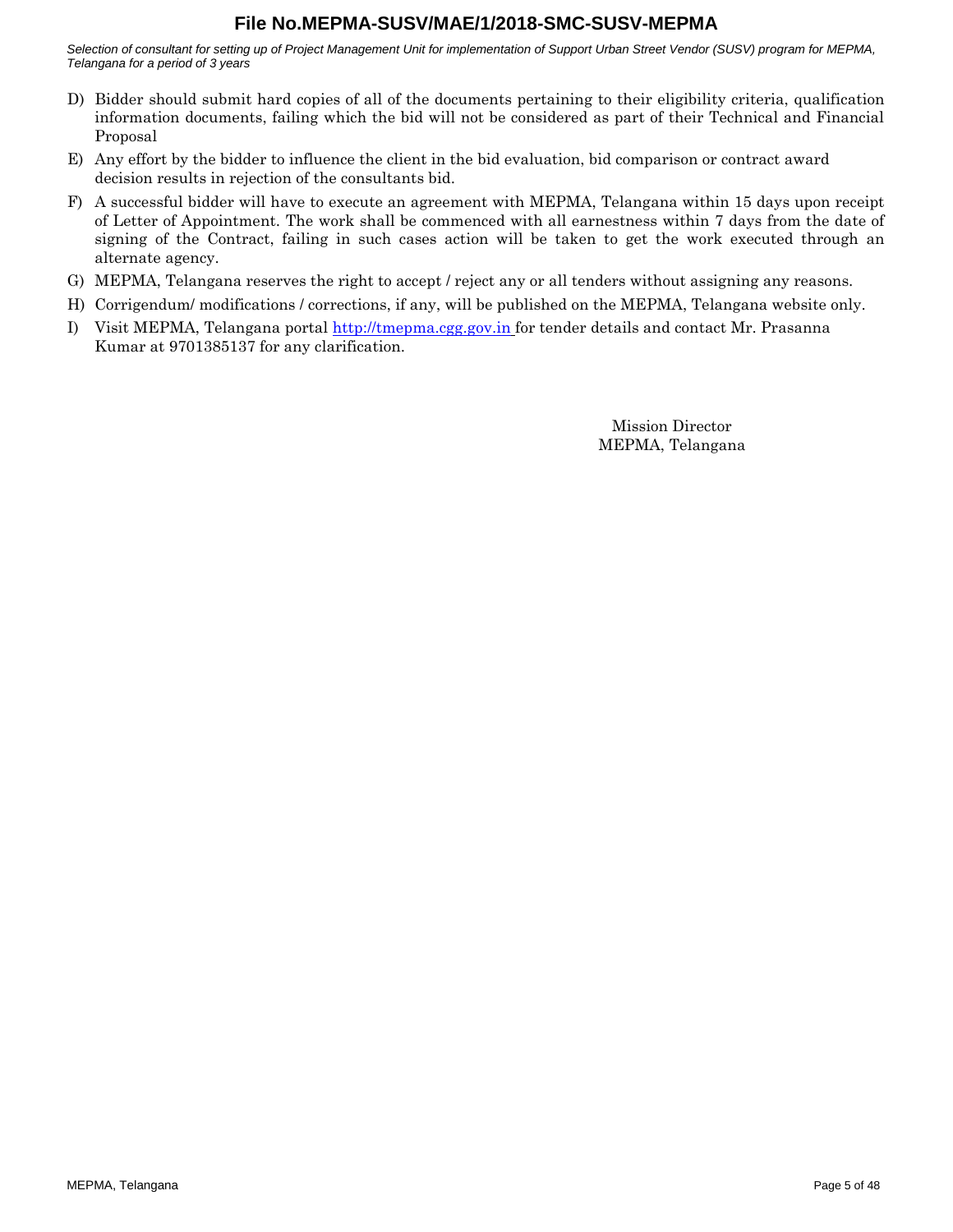D) Bidder should submit hard copies of all of the documents pertaining to their eligibility criteria, qualification information documents, failing which the bid will not be considered as part of their Technical and Financial Proposal

E) Any effort by the bidder to influence the client in the bid evaluation, bid comparison or contract award decision results in rejection of the consultants bid.

F) A successful bidder will have to execute an agreement with MEPMA, Telangana within 15 days upon receipt of Letter of Appointment. The work shall be commenced with all earnestness within 7 days from the date of signing of the Contract, failing in such cases action will be taken to get the work executed through an alternate agency.

G) MEPMA, Telangana reserves the right to accept / reject any or all tenders without assigning any reasons.

H) Corrigendum/ modifications / corrections, if any, will be published on the MEPMA, Telangana website only.

I) Visit MEPMA, Telangana portal [http://tmepma.cgg.gov.in](http://tmepma.cgg.gov.in) for tender details and contact Mr. Prasanna Kumar at 9701385137 for any clarification.

Mission Director
MEPMA, Telangana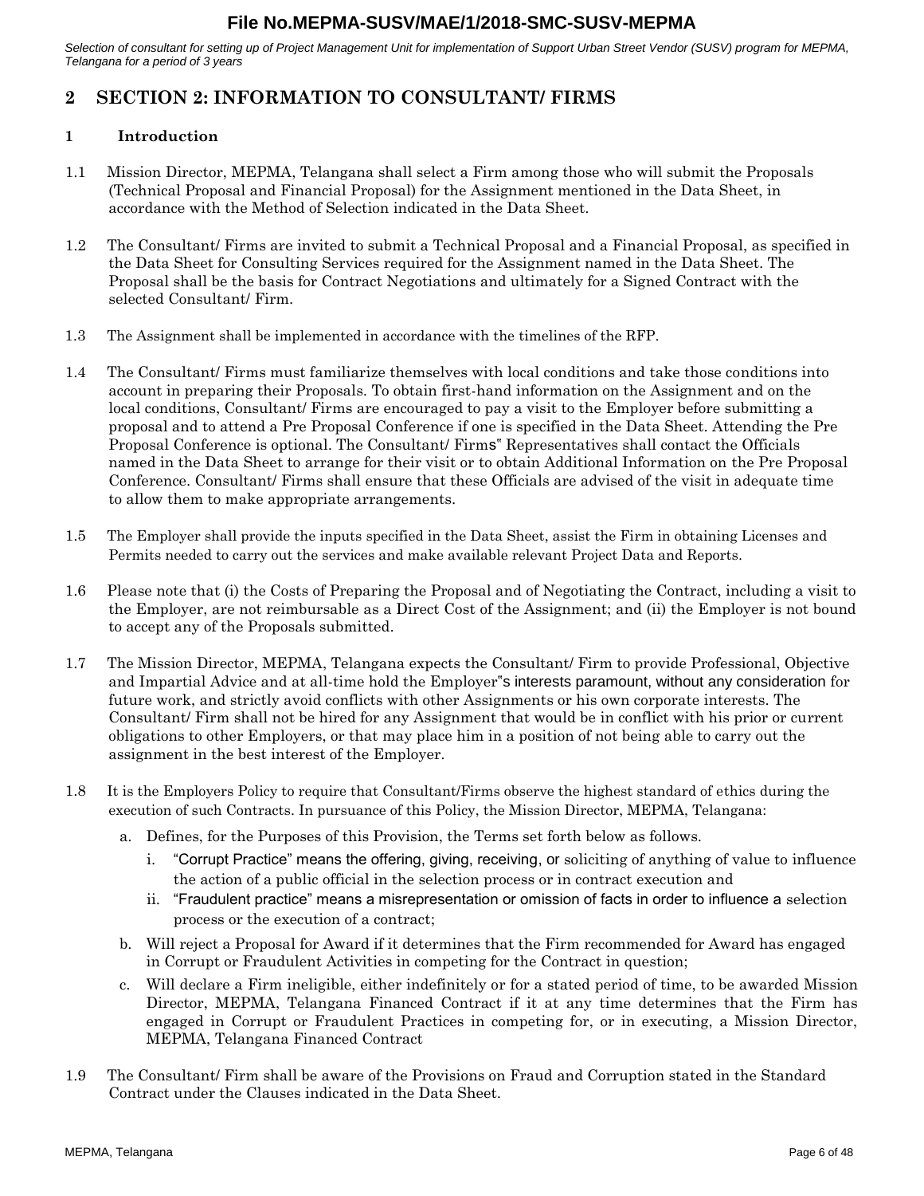# 2 SECTION 2: INFORMATION TO CONSULTANT/ FIRMS

## 1 Introduction

1.1 Mission Director, MEPMA, Telangana shall select a Firm among those who will submit the Proposals (Technical Proposal and Financial Proposal) for the Assignment mentioned in the Data Sheet, in accordance with the Method of Selection indicated in the Data Sheet.

1.2 The Consultant/ Firms are invited to submit a Technical Proposal and a Financial Proposal, as specified in the Data Sheet for Consulting Services required for the Assignment named in the Data Sheet. The Proposal shall be the basis for Contract Negotiations and ultimately for a Signed Contract with the selected Consultant/ Firm.

1.3 The Assignment shall be implemented in accordance with the timelines of the RFP.

1.4 The Consultant/ Firms must familiarize themselves with local conditions and take those conditions into account in preparing their Proposals. To obtain first-hand information on the Assignment and on the local conditions, Consultant/ Firms are encouraged to pay a visit to the Employer before submitting a proposal and to attend a Pre Proposal Conference if one is specified in the Data Sheet. Attending the Pre Proposal Conference is optional. The Consultant/ Firms" Representatives shall contact the Officials named in the Data Sheet to arrange for their visit or to obtain Additional Information on the Pre Proposal Conference. Consultant/ Firms shall ensure that these Officials are advised of the visit in adequate time to allow them to make appropriate arrangements.

1.5 The Employer shall provide the inputs specified in the Data Sheet, assist the Firm in obtaining Licenses and Permits needed to carry out the services and make available relevant Project Data and Reports.

1.6 Please note that (i) the Costs of Preparing the Proposal and of Negotiating the Contract, including a visit to the Employer, are not reimbursable as a Direct Cost of the Assignment; and (ii) the Employer is not bound to accept any of the Proposals submitted.

1.7 The Mission Director, MEPMA, Telangana expects the Consultant/ Firm to provide Professional, Objective and Impartial Advice and at all-time hold the Employer"s interests paramount, without any consideration for future work, and strictly avoid conflicts with other Assignments or his own corporate interests. The Consultant/ Firm shall not be hired for any Assignment that would be in conflict with his prior or current obligations to other Employers, or that may place him in a position of not being able to carry out the assignment in the best interest of the Employer.

1.8 It is the Employers Policy to require that Consultant/Firms observe the highest standard of ethics during the execution of such Contracts. In pursuance of this Policy, the Mission Director, MEPMA, Telangana:

a. Defines, for the Purposes of this Provision, the Terms set forth below as follows.
   i. "Corrupt Practice" means the offering, giving, receiving, or soliciting of anything of value to influence the action of a public official in the selection process or in contract execution and
   ii. "Fraudulent practice" means a misrepresentation or omission of facts in order to influence a selection process or the execution of a contract;

b. Will reject a Proposal for Award if it determines that the Firm recommended for Award has engaged in Corrupt or Fraudulent Activities in competing for the Contract in question;

c. Will declare a Firm ineligible, either indefinitely or for a stated period of time, to be awarded Mission Director, MEPMA, Telangana Financed Contract if it at any time determines that the Firm has engaged in Corrupt or Fraudulent Practices in competing for, or in executing, a Mission Director, MEPMA, Telangana Financed Contract

1.9 The Consultant/ Firm shall be aware of the Provisions on Fraud and Corruption stated in the Standard Contract under the Clauses indicated in the Data Sheet.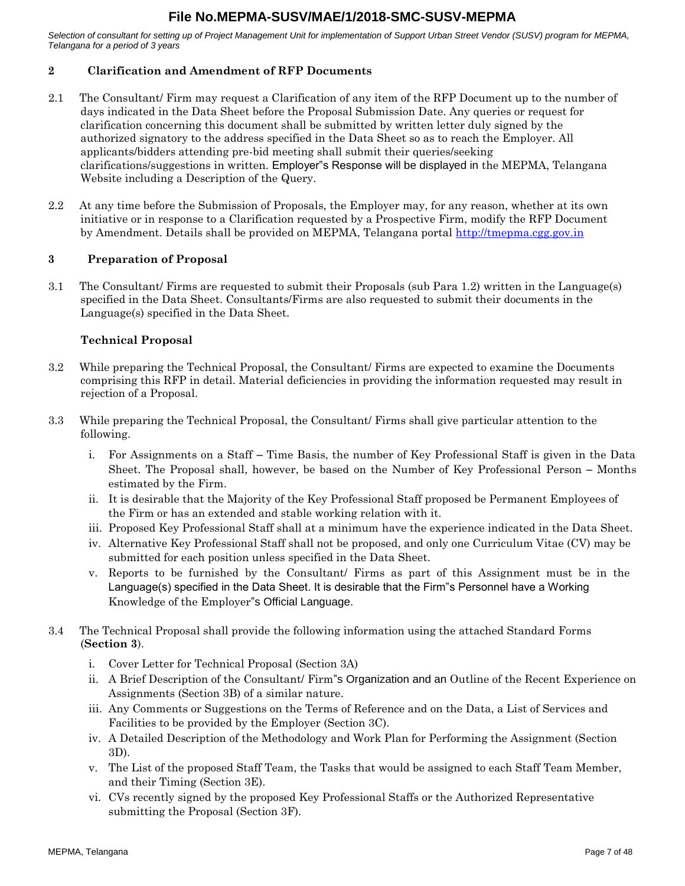## 2 Clarification and Amendment of RFP Documents

2.1 The Consultant/ Firm may request a Clarification of any item of the RFP Document up to the number of days indicated in the Data Sheet before the Proposal Submission Date. Any queries or request for clarification concerning this document shall be submitted by written letter duly signed by the authorized signatory to the address specified in the Data Sheet so as to reach the Employer. All applicants/bidders attending pre-bid meeting shall submit their queries/seeking clarifications/suggestions in written. Employer"s Response will be displayed in the MEPMA, Telangana Website including a Description of the Query.

2.2 At any time before the Submission of Proposals, the Employer may, for any reason, whether at its own initiative or in response to a Clarification requested by a Prospective Firm, modify the RFP Document by Amendment. Details shall be provided on MEPMA, Telangana portal http://tmepma.cgg.gov.in

## 3 Preparation of Proposal

3.1 The Consultant/ Firms are requested to submit their Proposals (sub Para 1.2) written in the Language(s) specified in the Data Sheet. Consultants/Firms are also requested to submit their documents in the Language(s) specified in the Data Sheet.

### Technical Proposal

3.2 While preparing the Technical Proposal, the Consultant/ Firms are expected to examine the Documents comprising this RFP in detail. Material deficiencies in providing the information requested may result in rejection of a Proposal.

3.3 While preparing the Technical Proposal, the Consultant/ Firms shall give particular attention to the following.

i. For Assignments on a Staff – Time Basis, the number of Key Professional Staff is given in the Data Sheet. The Proposal shall, however, be based on the Number of Key Professional Person – Months estimated by the Firm.
ii. It is desirable that the Majority of the Key Professional Staff proposed be Permanent Employees of the Firm or has an extended and stable working relation with it.
iii. Proposed Key Professional Staff shall at a minimum have the experience indicated in the Data Sheet.
iv. Alternative Key Professional Staff shall not be proposed, and only one Curriculum Vitae (CV) may be submitted for each position unless specified in the Data Sheet.
v. Reports to be furnished by the Consultant/ Firms as part of this Assignment must be in the Language(s) specified in the Data Sheet. It is desirable that the Firm"s Personnel have a Working Knowledge of the Employer"s Official Language.

3.4 The Technical Proposal shall provide the following information using the attached Standard Forms (**Section 3**).

i. Cover Letter for Technical Proposal (Section 3A)
ii. A Brief Description of the Consultant/ Firm"s Organization and an Outline of the Recent Experience on Assignments (Section 3B) of a similar nature.
iii. Any Comments or Suggestions on the Terms of Reference and on the Data, a List of Services and Facilities to be provided by the Employer (Section 3C).
iv. A Detailed Description of the Methodology and Work Plan for Performing the Assignment (Section 3D).
v. The List of the proposed Staff Team, the Tasks that would be assigned to each Staff Team Member, and their Timing (Section 3E).
vi. CVs recently signed by the proposed Key Professional Staffs or the Authorized Representative submitting the Proposal (Section 3F).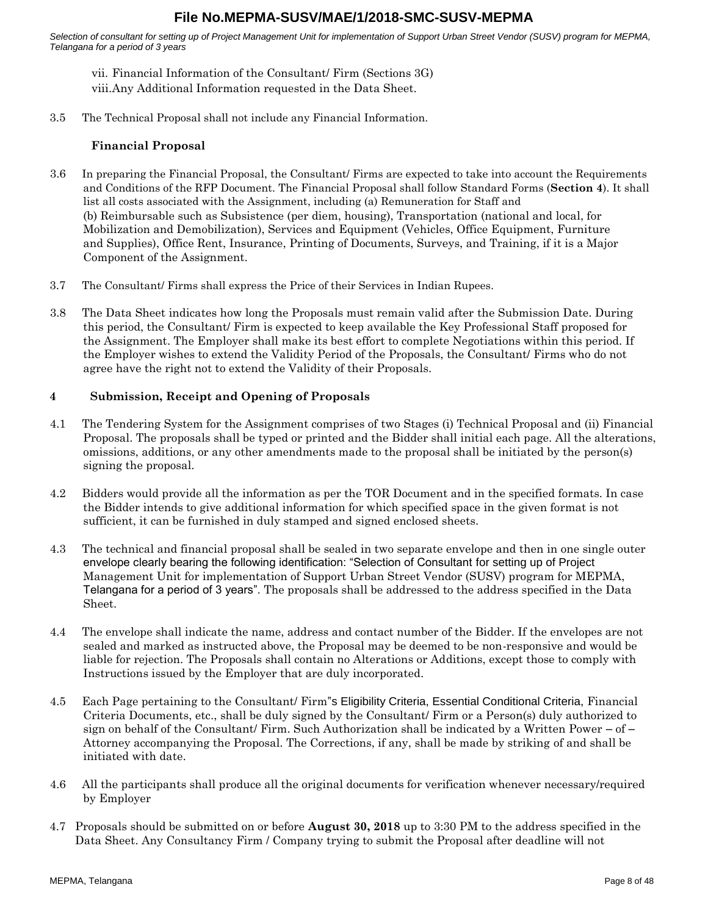vii. Financial Information of the Consultant/ Firm (Sections 3G)
viii.Any Additional Information requested in the Data Sheet.

3.5 The Technical Proposal shall not include any Financial Information.

**Financial Proposal**

3.6 In preparing the Financial Proposal, the Consultant/ Firms are expected to take into account the Requirements and Conditions of the RFP Document. The Financial Proposal shall follow Standard Forms (**Section 4**). It shall list all costs associated with the Assignment, including (a) Remuneration for Staff and (b) Reimbursable such as Subsistence (per diem, housing), Transportation (national and local, for Mobilization and Demobilization), Services and Equipment (Vehicles, Office Equipment, Furniture and Supplies), Office Rent, Insurance, Printing of Documents, Surveys, and Training, if it is a Major Component of the Assignment.

3.7 The Consultant/ Firms shall express the Price of their Services in Indian Rupees.

3.8 The Data Sheet indicates how long the Proposals must remain valid after the Submission Date. During this period, the Consultant/ Firm is expected to keep available the Key Professional Staff proposed for the Assignment. The Employer shall make its best effort to complete Negotiations within this period. If the Employer wishes to extend the Validity Period of the Proposals, the Consultant/ Firms who do not agree have the right not to extend the Validity of their Proposals.

## 4 Submission, Receipt and Opening of Proposals

4.1 The Tendering System for the Assignment comprises of two Stages (i) Technical Proposal and (ii) Financial Proposal. The proposals shall be typed or printed and the Bidder shall initial each page. All the alterations, omissions, additions, or any other amendments made to the proposal shall be initiated by the person(s) signing the proposal.

4.2 Bidders would provide all the information as per the TOR Document and in the specified formats. In case the Bidder intends to give additional information for which specified space in the given format is not sufficient, it can be furnished in duly stamped and signed enclosed sheets.

4.3 The technical and financial proposal shall be sealed in two separate envelope and then in one single outer envelope clearly bearing the following identification: "Selection of Consultant for setting up of Project Management Unit for implementation of Support Urban Street Vendor (SUSV) program for MEPMA, Telangana for a period of 3 years". The proposals shall be addressed to the address specified in the Data Sheet.

4.4 The envelope shall indicate the name, address and contact number of the Bidder. If the envelopes are not sealed and marked as instructed above, the Proposal may be deemed to be non-responsive and would be liable for rejection. The Proposals shall contain no Alterations or Additions, except those to comply with Instructions issued by the Employer that are duly incorporated.

4.5 Each Page pertaining to the Consultant/ Firm"s Eligibility Criteria, Essential Conditional Criteria, Financial Criteria Documents, etc., shall be duly signed by the Consultant/ Firm or a Person(s) duly authorized to sign on behalf of the Consultant/ Firm. Such Authorization shall be indicated by a Written Power – of – Attorney accompanying the Proposal. The Corrections, if any, shall be made by striking of and shall be initiated with date.

4.6 All the participants shall produce all the original documents for verification whenever necessary/required by Employer

4.7 Proposals should be submitted on or before **August 30, 2018** up to 3:30 PM to the address specified in the Data Sheet. Any Consultancy Firm / Company trying to submit the Proposal after deadline will not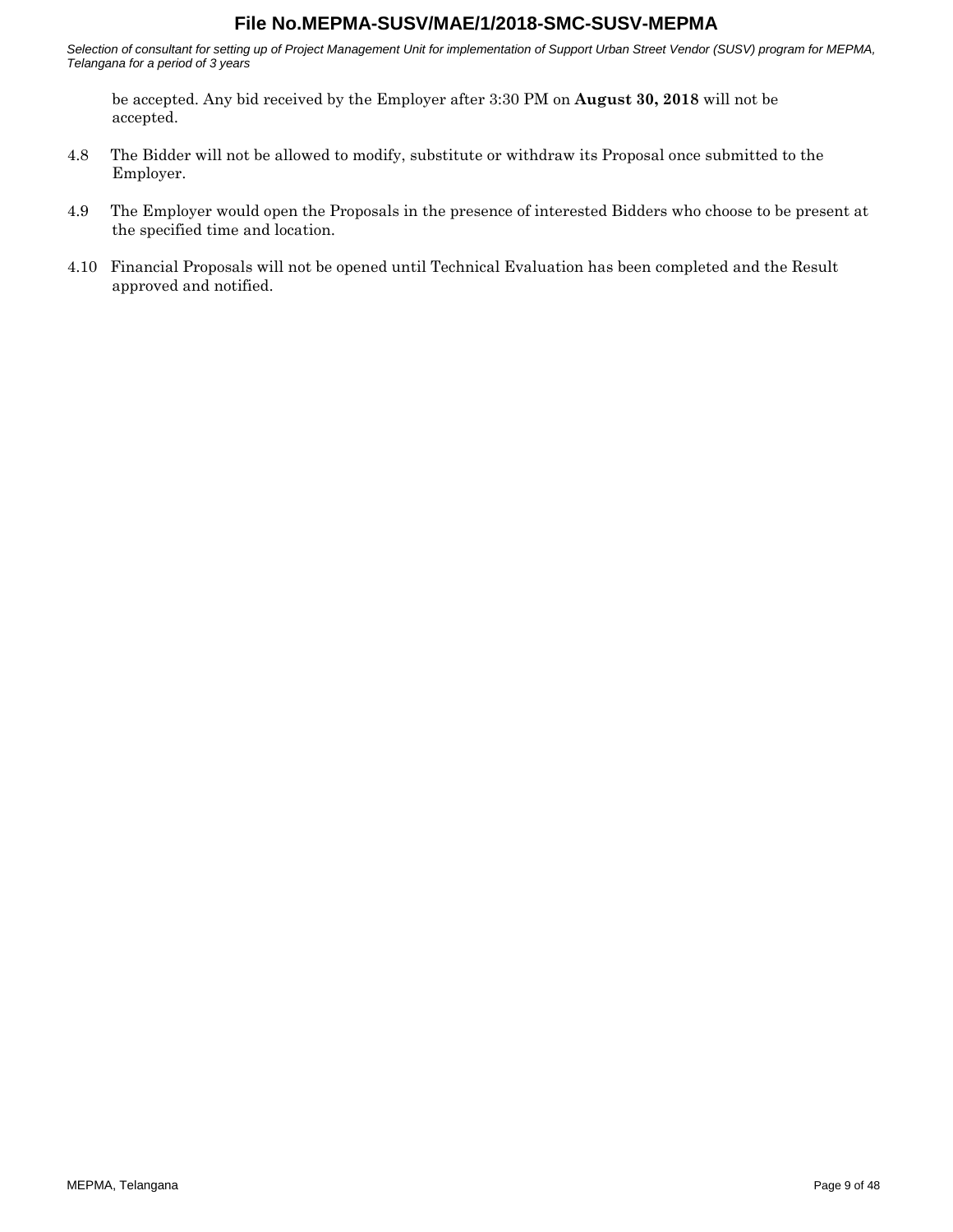be accepted. Any bid received by the Employer after 3:30 PM on **August 30, 2018** will not be accepted.

4.8 The Bidder will not be allowed to modify, substitute or withdraw its Proposal once submitted to the Employer.

4.9 The Employer would open the Proposals in the presence of interested Bidders who choose to be present at the specified time and location.

4.10 Financial Proposals will not be opened until Technical Evaluation has been completed and the Result approved and notified.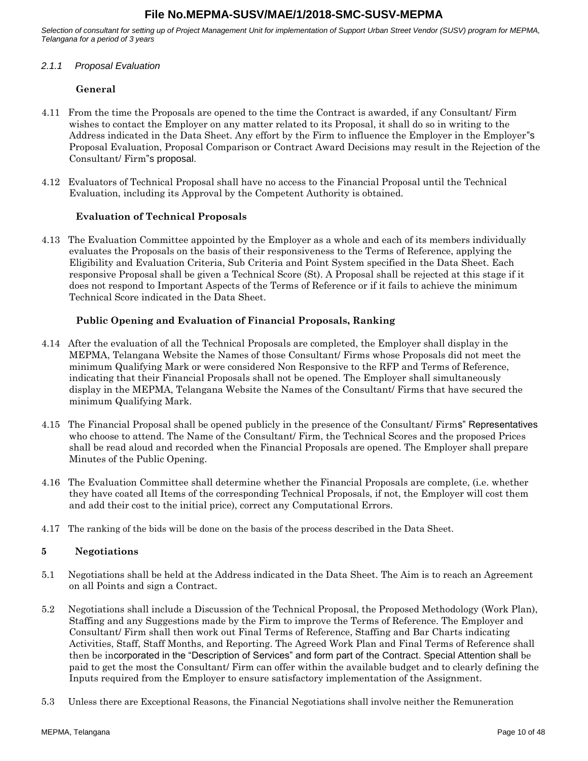### *2.1.1 Proposal Evaluation*

**General**

4.11 From the time the Proposals are opened to the time the Contract is awarded, if any Consultant/ Firm wishes to contact the Employer on any matter related to its Proposal, it shall do so in writing to the Address indicated in the Data Sheet. Any effort by the Firm to influence the Employer in the Employer"s Proposal Evaluation, Proposal Comparison or Contract Award Decisions may result in the Rejection of the Consultant/ Firm"s proposal.

4.12 Evaluators of Technical Proposal shall have no access to the Financial Proposal until the Technical Evaluation, including its Approval by the Competent Authority is obtained.

**Evaluation of Technical Proposals**

4.13 The Evaluation Committee appointed by the Employer as a whole and each of its members individually evaluates the Proposals on the basis of their responsiveness to the Terms of Reference, applying the Eligibility and Evaluation Criteria, Sub Criteria and Point System specified in the Data Sheet. Each responsive Proposal shall be given a Technical Score (St). A Proposal shall be rejected at this stage if it does not respond to Important Aspects of the Terms of Reference or if it fails to achieve the minimum Technical Score indicated in the Data Sheet.

**Public Opening and Evaluation of Financial Proposals, Ranking**

4.14 After the evaluation of all the Technical Proposals are completed, the Employer shall display in the MEPMA, Telangana Website the Names of those Consultant/ Firms whose Proposals did not meet the minimum Qualifying Mark or were considered Non Responsive to the RFP and Terms of Reference, indicating that their Financial Proposals shall not be opened. The Employer shall simultaneously display in the MEPMA, Telangana Website the Names of the Consultant/ Firms that have secured the minimum Qualifying Mark.

4.15 The Financial Proposal shall be opened publicly in the presence of the Consultant/ Firms" Representatives who choose to attend. The Name of the Consultant/ Firm, the Technical Scores and the proposed Prices shall be read aloud and recorded when the Financial Proposals are opened. The Employer shall prepare Minutes of the Public Opening.

4.16 The Evaluation Committee shall determine whether the Financial Proposals are complete, (i.e. whether they have coated all Items of the corresponding Technical Proposals, if not, the Employer will cost them and add their cost to the initial price), correct any Computational Errors.

4.17 The ranking of the bids will be done on the basis of the process described in the Data Sheet.

## 5 Negotiations

5.1 Negotiations shall be held at the Address indicated in the Data Sheet. The Aim is to reach an Agreement on all Points and sign a Contract.

5.2 Negotiations shall include a Discussion of the Technical Proposal, the Proposed Methodology (Work Plan), Staffing and any Suggestions made by the Firm to improve the Terms of Reference. The Employer and Consultant/ Firm shall then work out Final Terms of Reference, Staffing and Bar Charts indicating Activities, Staff, Staff Months, and Reporting. The Agreed Work Plan and Final Terms of Reference shall then be incorporated in the "Description of Services" and form part of the Contract. Special Attention shall be paid to get the most the Consultant/ Firm can offer within the available budget and to clearly defining the Inputs required from the Employer to ensure satisfactory implementation of the Assignment.

5.3 Unless there are Exceptional Reasons, the Financial Negotiations shall involve neither the Remuneration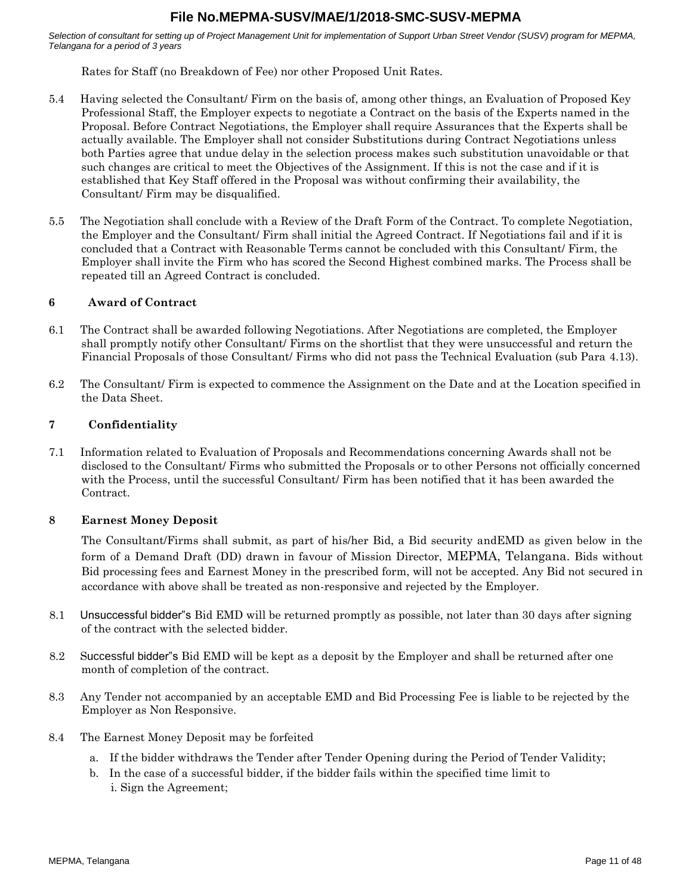Rates for Staff (no Breakdown of Fee) nor other Proposed Unit Rates.

5.4 Having selected the Consultant/ Firm on the basis of, among other things, an Evaluation of Proposed Key Professional Staff, the Employer expects to negotiate a Contract on the basis of the Experts named in the Proposal. Before Contract Negotiations, the Employer shall require Assurances that the Experts shall be actually available. The Employer shall not consider Substitutions during Contract Negotiations unless both Parties agree that undue delay in the selection process makes such substitution unavoidable or that such changes are critical to meet the Objectives of the Assignment. If this is not the case and if it is established that Key Staff offered in the Proposal was without confirming their availability, the Consultant/ Firm may be disqualified.

5.5 The Negotiation shall conclude with a Review of the Draft Form of the Contract. To complete Negotiation, the Employer and the Consultant/ Firm shall initial the Agreed Contract. If Negotiations fail and if it is concluded that a Contract with Reasonable Terms cannot be concluded with this Consultant/ Firm, the Employer shall invite the Firm who has scored the Second Highest combined marks. The Process shall be repeated till an Agreed Contract is concluded.

## 6 Award of Contract

6.1 The Contract shall be awarded following Negotiations. After Negotiations are completed, the Employer shall promptly notify other Consultant/ Firms on the shortlist that they were unsuccessful and return the Financial Proposals of those Consultant/ Firms who did not pass the Technical Evaluation (sub Para 4.13).

6.2 The Consultant/ Firm is expected to commence the Assignment on the Date and at the Location specified in the Data Sheet.

## 7 Confidentiality

7.1 Information related to Evaluation of Proposals and Recommendations concerning Awards shall not be disclosed to the Consultant/ Firms who submitted the Proposals or to other Persons not officially concerned with the Process, until the successful Consultant/ Firm has been notified that it has been awarded the Contract.

## 8 Earnest Money Deposit

The Consultant/Firms shall submit, as part of his/her Bid, a Bid security andEMD as given below in the form of a Demand Draft (DD) drawn in favour of Mission Director, MEPMA, Telangana. Bids without Bid processing fees and Earnest Money in the prescribed form, will not be accepted. Any Bid not secured in accordance with above shall be treated as non-responsive and rejected by the Employer.

8.1 Unsuccessful bidder"s Bid EMD will be returned promptly as possible, not later than 30 days after signing of the contract with the selected bidder.

8.2 Successful bidder"s Bid EMD will be kept as a deposit by the Employer and shall be returned after one month of completion of the contract.

8.3 Any Tender not accompanied by an acceptable EMD and Bid Processing Fee is liable to be rejected by the Employer as Non Responsive.

8.4 The Earnest Money Deposit may be forfeited

a. If the bidder withdraws the Tender after Tender Opening during the Period of Tender Validity;
b. In the case of a successful bidder, if the bidder fails within the specified time limit to
   i. Sign the Agreement;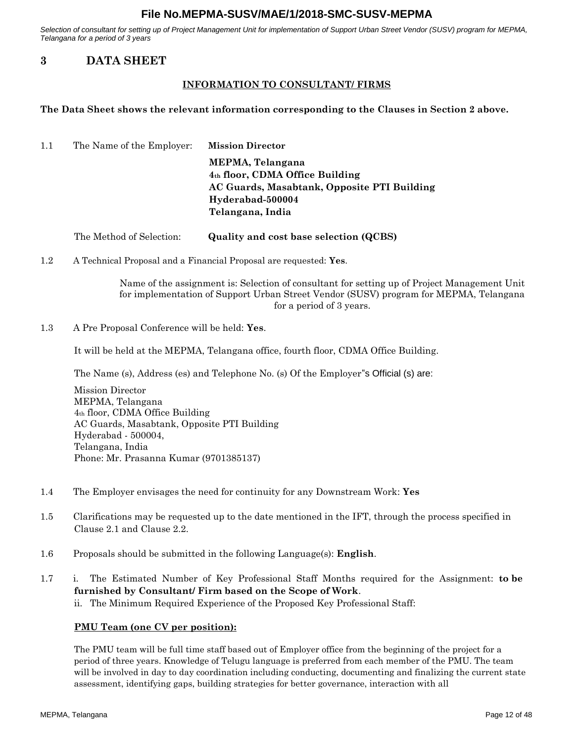# 3 DATA SHEET

## INFORMATION TO CONSULTANT/ FIRMS

**The Data Sheet shows the relevant information corresponding to the Clauses in Section 2 above.**

1.1 The Name of the Employer: **Mission Director**

**MEPMA, Telangana**
**4th floor, CDMA Office Building**
**AC Guards, Masabtank, Opposite PTI Building**
**Hyderabad-500004**
**Telangana, India**

The Method of Selection: **Quality and cost base selection (QCBS)**

1.2 A Technical Proposal and a Financial Proposal are requested: **Yes**.

Name of the assignment is: Selection of consultant for setting up of Project Management Unit for implementation of Support Urban Street Vendor (SUSV) program for MEPMA, Telangana for a period of 3 years.

1.3 A Pre Proposal Conference will be held: **Yes**.

It will be held at the MEPMA, Telangana office, fourth floor, CDMA Office Building.

The Name (s), Address (es) and Telephone No. (s) Of the Employer"s Official (s) are:

Mission Director
MEPMA, Telangana
4th floor, CDMA Office Building
AC Guards, Masabtank, Opposite PTI Building
Hyderabad - 500004,
Telangana, India
Phone: Mr. Prasanna Kumar (9701385137)

1.4 The Employer envisages the need for continuity for any Downstream Work: **Yes**

1.5 Clarifications may be requested up to the date mentioned in the IFT, through the process specified in Clause 2.1 and Clause 2.2.

1.6 Proposals should be submitted in the following Language(s): **English**.

1.7 i. The Estimated Number of Key Professional Staff Months required for the Assignment: **to be furnished by Consultant/ Firm based on the Scope of Work**.
ii. The Minimum Required Experience of the Proposed Key Professional Staff:

**PMU Team (one CV per position):**

The PMU team will be full time staff based out of Employer office from the beginning of the project for a period of three years. Knowledge of Telugu language is preferred from each member of the PMU. The team will be involved in day to day coordination including conducting, documenting and finalizing the current state assessment, identifying gaps, building strategies for better governance, interaction with all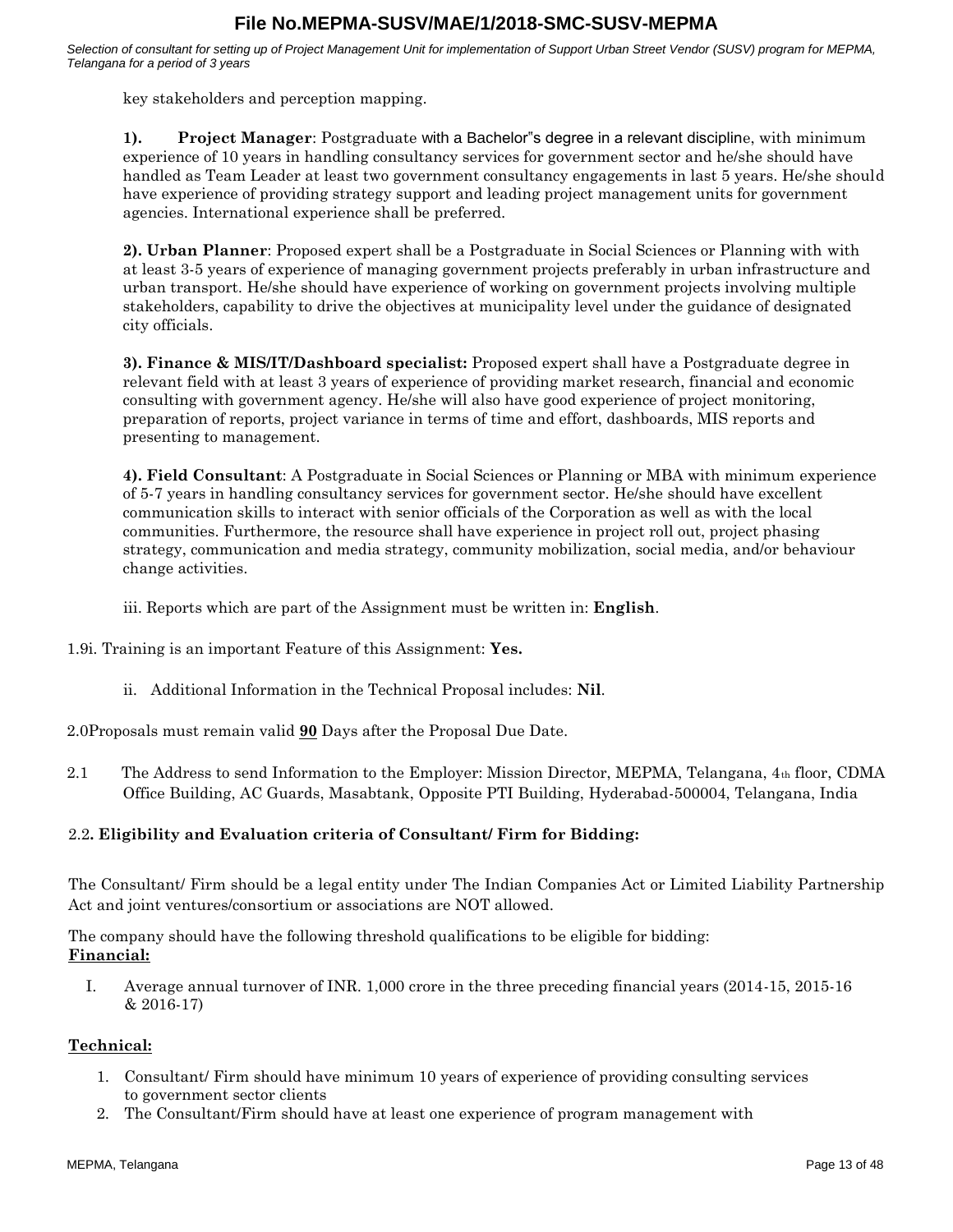key stakeholders and perception mapping.

**1). Project Manager**: Postgraduate with a Bachelor"s degree in a relevant discipline, with minimum experience of 10 years in handling consultancy services for government sector and he/she should have handled as Team Leader at least two government consultancy engagements in last 5 years. He/she should have experience of providing strategy support and leading project management units for government agencies. International experience shall be preferred.

**2). Urban Planner**: Proposed expert shall be a Postgraduate in Social Sciences or Planning with with at least 3-5 years of experience of managing government projects preferably in urban infrastructure and urban transport. He/she should have experience of working on government projects involving multiple stakeholders, capability to drive the objectives at municipality level under the guidance of designated city officials.

**3). Finance & MIS/IT/Dashboard specialist:** Proposed expert shall have a Postgraduate degree in relevant field with at least 3 years of experience of providing market research, financial and economic consulting with government agency. He/she will also have good experience of project monitoring, preparation of reports, project variance in terms of time and effort, dashboards, MIS reports and presenting to management.

**4). Field Consultant**: A Postgraduate in Social Sciences or Planning or MBA with minimum experience of 5-7 years in handling consultancy services for government sector. He/she should have excellent communication skills to interact with senior officials of the Corporation as well as with the local communities. Furthermore, the resource shall have experience in project roll out, project phasing strategy, communication and media strategy, community mobilization, social media, and/or behaviour change activities.

iii. Reports which are part of the Assignment must be written in: **English**.

1.9i. Training is an important Feature of this Assignment: **Yes.**

ii. Additional Information in the Technical Proposal includes: **Nil**.

2.0Proposals must remain valid **90** Days after the Proposal Due Date.

2.1 The Address to send Information to the Employer: Mission Director, MEPMA, Telangana, 4th floor, CDMA Office Building, AC Guards, Masabtank, Opposite PTI Building, Hyderabad-500004, Telangana, India

2.2**. Eligibility and Evaluation criteria of Consultant/ Firm for Bidding:**

The Consultant/ Firm should be a legal entity under The Indian Companies Act or Limited Liability Partnership Act and joint ventures/consortium or associations are NOT allowed.

The company should have the following threshold qualifications to be eligible for bidding:

**Financial:**

I. Average annual turnover of INR. 1,000 crore in the three preceding financial years (2014-15, 2015-16 & 2016-17)

**Technical:**

1. Consultant/ Firm should have minimum 10 years of experience of providing consulting services to government sector clients
2. The Consultant/Firm should have at least one experience of program management with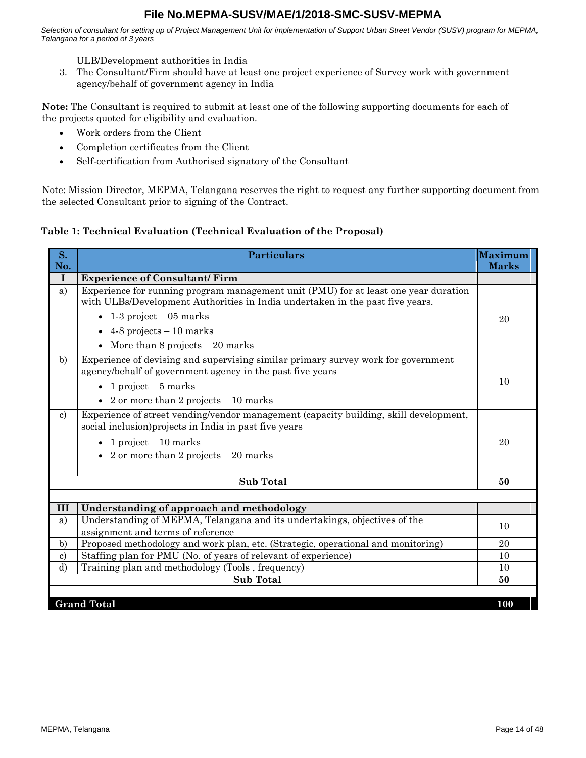ULB/Development authorities in India

3. The Consultant/Firm should have at least one project experience of Survey work with government agency/behalf of government agency in India

**Note:** The Consultant is required to submit at least one of the following supporting documents for each of the projects quoted for eligibility and evaluation.

- Work orders from the Client
- Completion certificates from the Client
- Self-certification from Authorised signatory of the Consultant

Note: Mission Director, MEPMA, Telangana reserves the right to request any further supporting document from the selected Consultant prior to signing of the Contract.

**Table 1: Technical Evaluation (Technical Evaluation of the Proposal)**

| S. No. | Particulars | Maximum Marks |
|---|---|---|
| **I** | **Experience of Consultant/ Firm** | |
| a) | Experience for running program management unit (PMU) for at least one year duration with ULBs/Development Authorities in India undertaken in the past five years.<br>• 1-3 project – 05 marks<br>• 4-8 projects – 10 marks<br>• More than 8 projects – 20 marks | 20 |
| b) | Experience of devising and supervising similar primary survey work for government agency/behalf of government agency in the past five years<br>• 1 project – 5 marks<br>• 2 or more than 2 projects – 10 marks | 10 |
| c) | Experience of street vending/vendor management (capacity building, skill development, social inclusion)projects in India in past five years<br>• 1 project – 10 marks<br>• 2 or more than 2 projects – 20 marks | 20 |
| | **Sub Total** | **50** |
| **III** | **Understanding of approach and methodology** | |
| a) | Understanding of MEPMA, Telangana and its undertakings, objectives of the assignment and terms of reference | 10 |
| b) | Proposed methodology and work plan, etc. (Strategic, operational and monitoring) | 20 |
| c) | Staffing plan for PMU (No. of years of relevant of experience) | 10 |
| d) | Training plan and methodology (Tools , frequency) | 10 |
| | **Sub Total** | **50** |
| | **Grand Total** | **100** |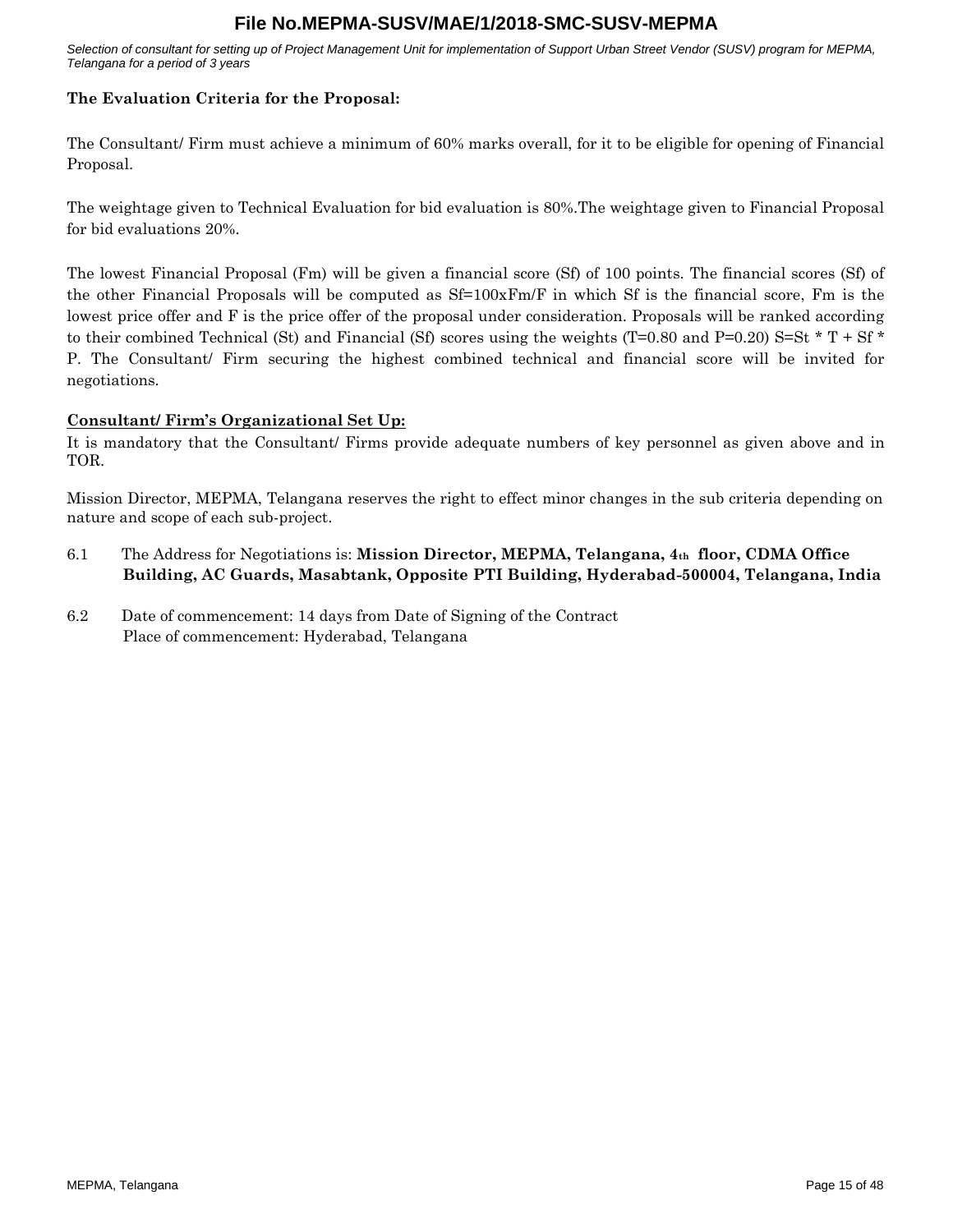**The Evaluation Criteria for the Proposal:**

The Consultant/ Firm must achieve a minimum of 60% marks overall, for it to be eligible for opening of Financial Proposal.

The weightage given to Technical Evaluation for bid evaluation is 80%.The weightage given to Financial Proposal for bid evaluations 20%.

The lowest Financial Proposal (Fm) will be given a financial score (Sf) of 100 points. The financial scores (Sf) of the other Financial Proposals will be computed as Sf=100xFm/F in which Sf is the financial score, Fm is the lowest price offer and F is the price offer of the proposal under consideration. Proposals will be ranked according to their combined Technical (St) and Financial (Sf) scores using the weights (T=0.80 and P=0.20) S=St * T + Sf * P. The Consultant/ Firm securing the highest combined technical and financial score will be invited for negotiations.

**Consultant/ Firm's Organizational Set Up:**

It is mandatory that the Consultant/ Firms provide adequate numbers of key personnel as given above and in TOR.

Mission Director, MEPMA, Telangana reserves the right to effect minor changes in the sub criteria depending on nature and scope of each sub-project.

6.1 The Address for Negotiations is: **Mission Director, MEPMA, Telangana, 4th floor, CDMA Office Building, AC Guards, Masabtank, Opposite PTI Building, Hyderabad-500004, Telangana, India**

6.2 Date of commencement: 14 days from Date of Signing of the Contract
Place of commencement: Hyderabad, Telangana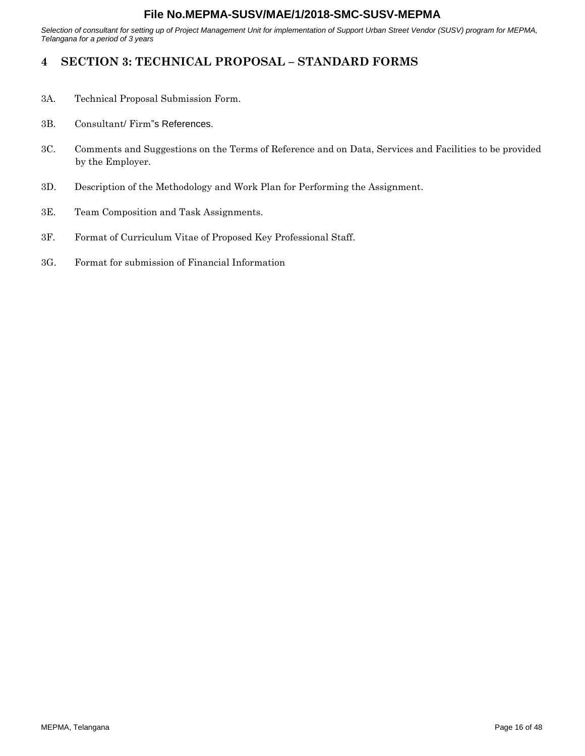# 4 SECTION 3: TECHNICAL PROPOSAL – STANDARD FORMS

3A. Technical Proposal Submission Form.

3B. Consultant/ Firm"s References.

3C. Comments and Suggestions on the Terms of Reference and on Data, Services and Facilities to be provided by the Employer.

3D. Description of the Methodology and Work Plan for Performing the Assignment.

3E. Team Composition and Task Assignments.

3F. Format of Curriculum Vitae of Proposed Key Professional Staff.

3G. Format for submission of Financial Information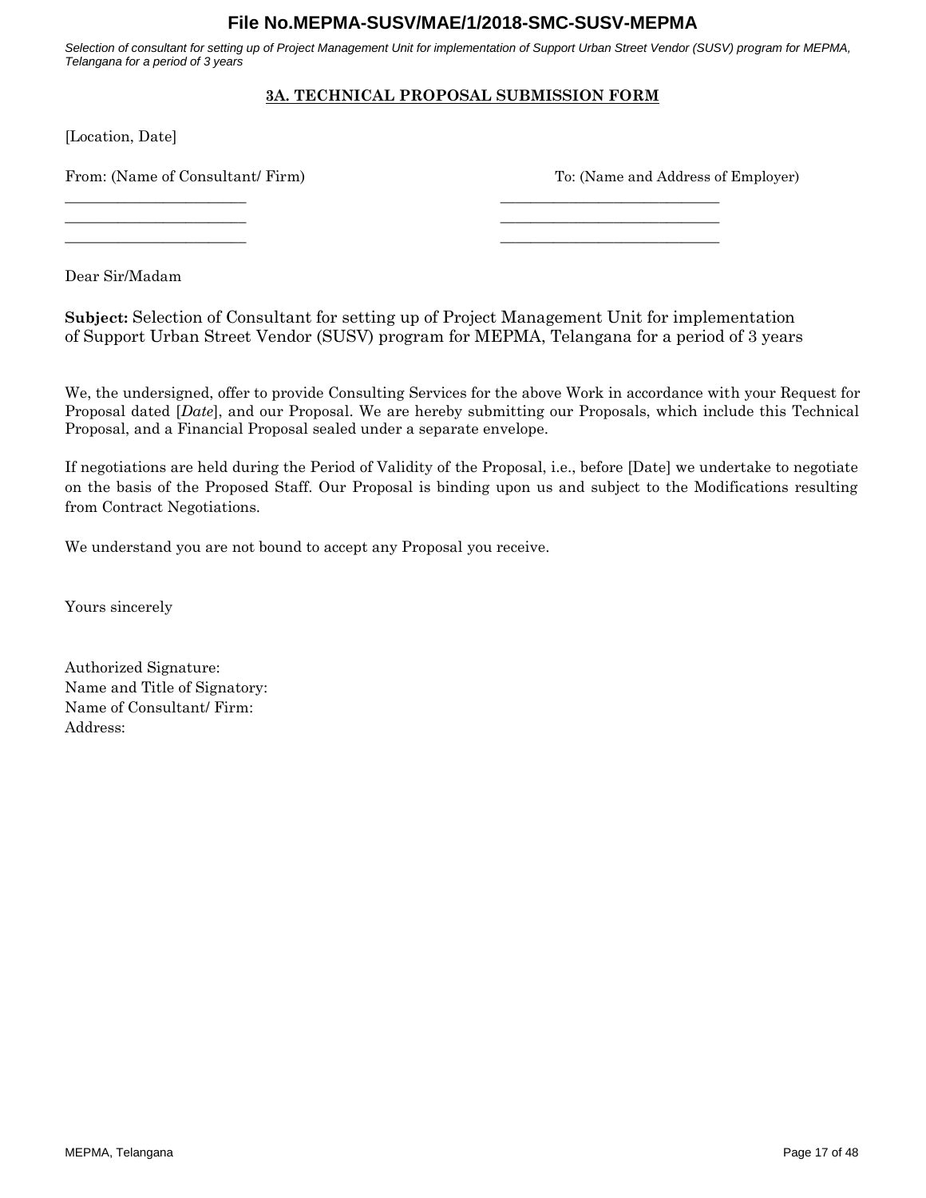## 3A. TECHNICAL PROPOSAL SUBMISSION FORM

[Location, Date]

From: (Name of Consultant/ Firm)

\_\_\_\_\_\_\_\_\_\_\_\_\_\_\_\_\_\_\_\_\_\_\_\_\_\_
\_\_\_\_\_\_\_\_\_\_\_\_\_\_\_\_\_\_\_\_\_\_\_\_\_\_
\_\_\_\_\_\_\_\_\_\_\_\_\_\_\_\_\_\_\_\_\_\_\_\_\_\_

To: (Name and Address of Employer)

\_\_\_\_\_\_\_\_\_\_\_\_\_\_\_\_\_\_\_\_\_\_\_\_\_\_\_\_\_\_
\_\_\_\_\_\_\_\_\_\_\_\_\_\_\_\_\_\_\_\_\_\_\_\_\_\_\_\_\_\_
\_\_\_\_\_\_\_\_\_\_\_\_\_\_\_\_\_\_\_\_\_\_\_\_\_\_\_\_\_\_

Dear Sir/Madam

**Subject:** Selection of Consultant for setting up of Project Management Unit for implementation of Support Urban Street Vendor (SUSV) program for MEPMA, Telangana for a period of 3 years

We, the undersigned, offer to provide Consulting Services for the above Work in accordance with your Request for Proposal dated [*Date*], and our Proposal. We are hereby submitting our Proposals, which include this Technical Proposal, and a Financial Proposal sealed under a separate envelope.

If negotiations are held during the Period of Validity of the Proposal, i.e., before [Date] we undertake to negotiate on the basis of the Proposed Staff. Our Proposal is binding upon us and subject to the Modifications resulting from Contract Negotiations.

We understand you are not bound to accept any Proposal you receive.

Yours sincerely

Authorized Signature:
Name and Title of Signatory:
Name of Consultant/ Firm:
Address: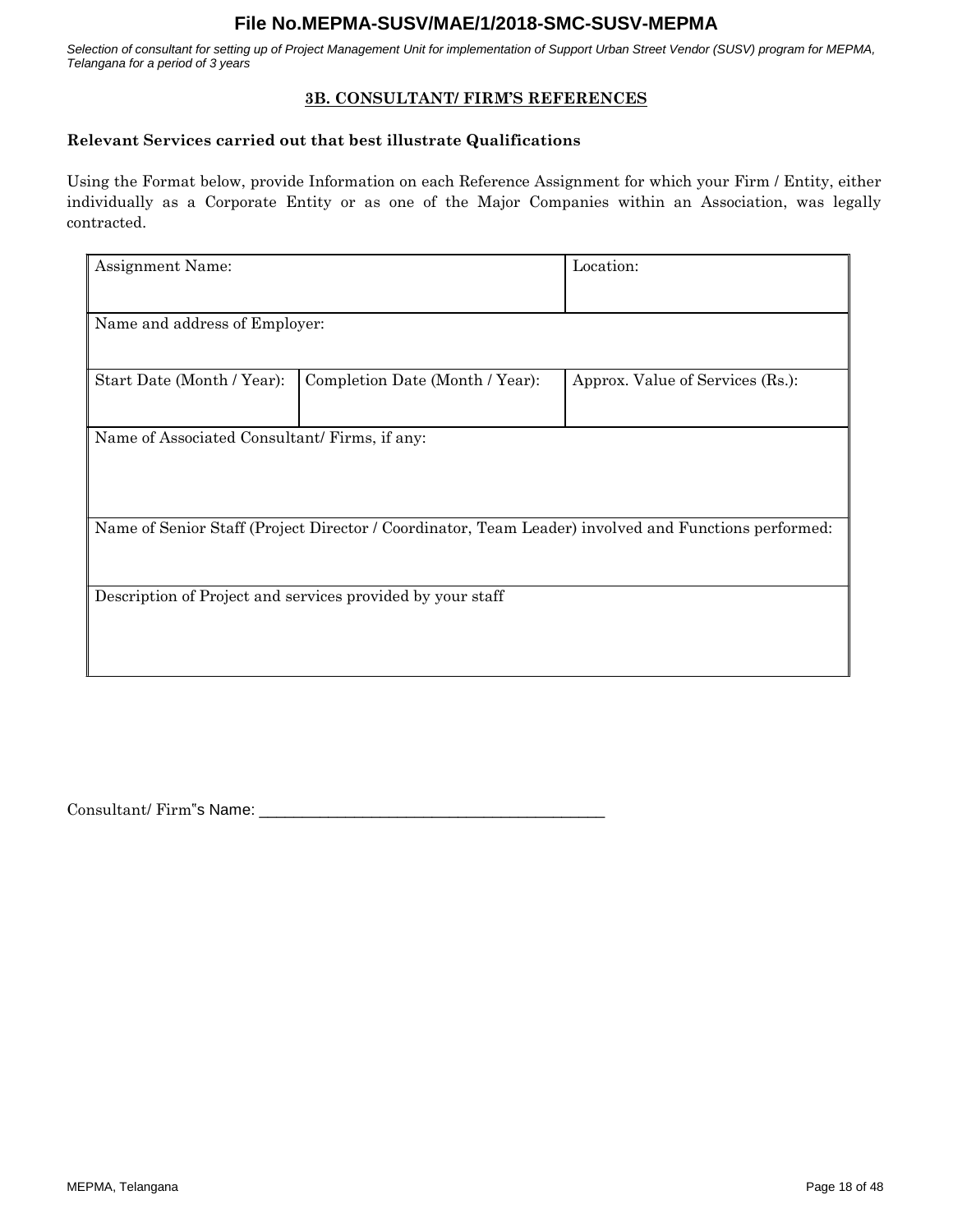### 3B. CONSULTANT/ FIRM'S REFERENCES

**Relevant Services carried out that best illustrate Qualifications**

Using the Format below, provide Information on each Reference Assignment for which your Firm / Entity, either individually as a Corporate Entity or as one of the Major Companies within an Association, was legally contracted.

| Assignment Name: | | Location: |
|---|---|---|
| Name and address of Employer: | | |
| Start Date (Month / Year): | Completion Date (Month / Year): | Approx. Value of Services (Rs.): |
| Name of Associated Consultant/ Firms, if any: | | |
| Name of Senior Staff (Project Director / Coordinator, Team Leader) involved and Functions performed: | | |
| Description of Project and services provided by your staff | | |

Consultant/ Firm"s Name: ___________________________________________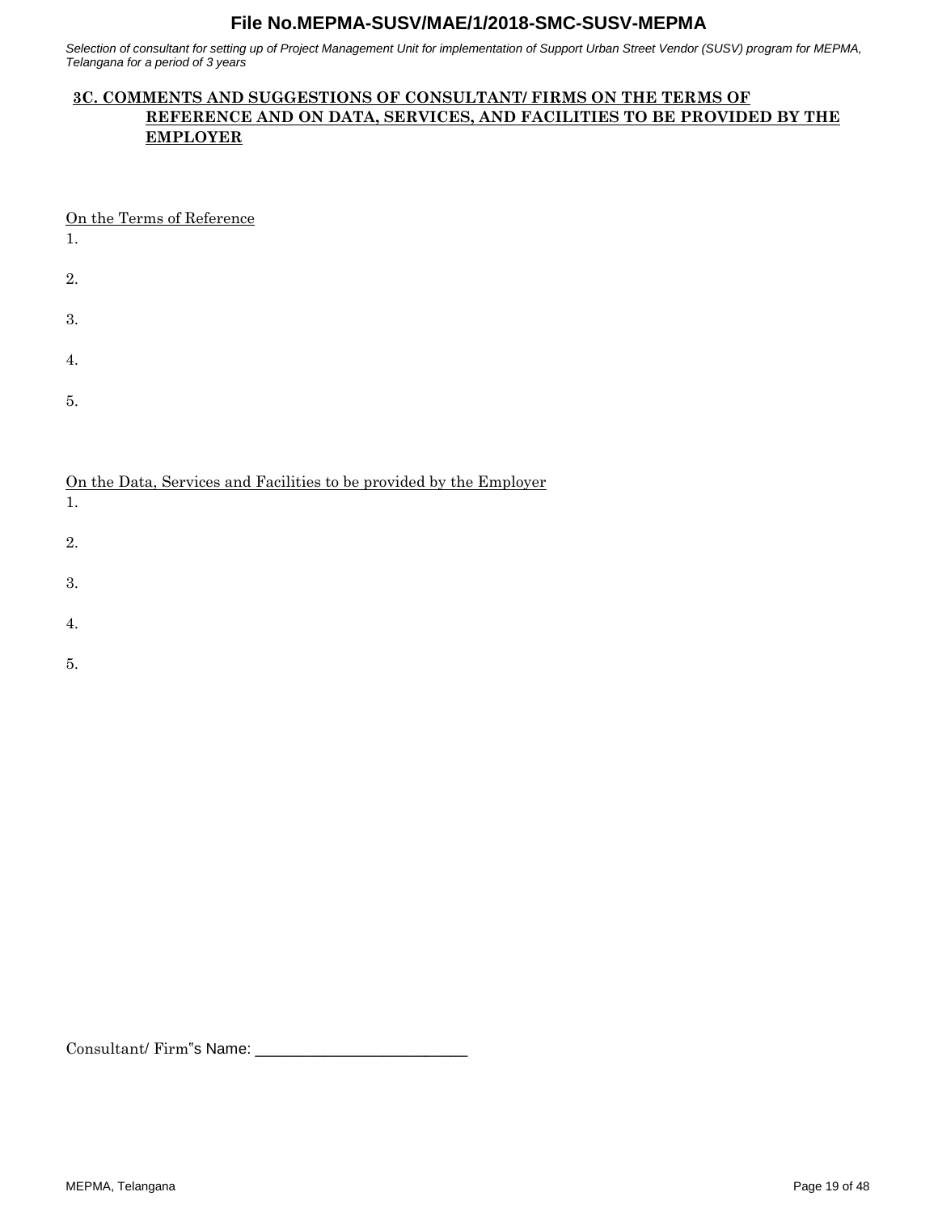## 3C. COMMENTS AND SUGGESTIONS OF CONSULTANT/ FIRMS ON THE TERMS OF REFERENCE AND ON DATA, SERVICES, AND FACILITIES TO BE PROVIDED BY THE EMPLOYER

On the Terms of Reference

1.

2.

3.

4.

5.

On the Data, Services and Facilities to be provided by the Employer

1.

2.

3.

4.

5.

Consultant/ Firm"s Name: ___________________________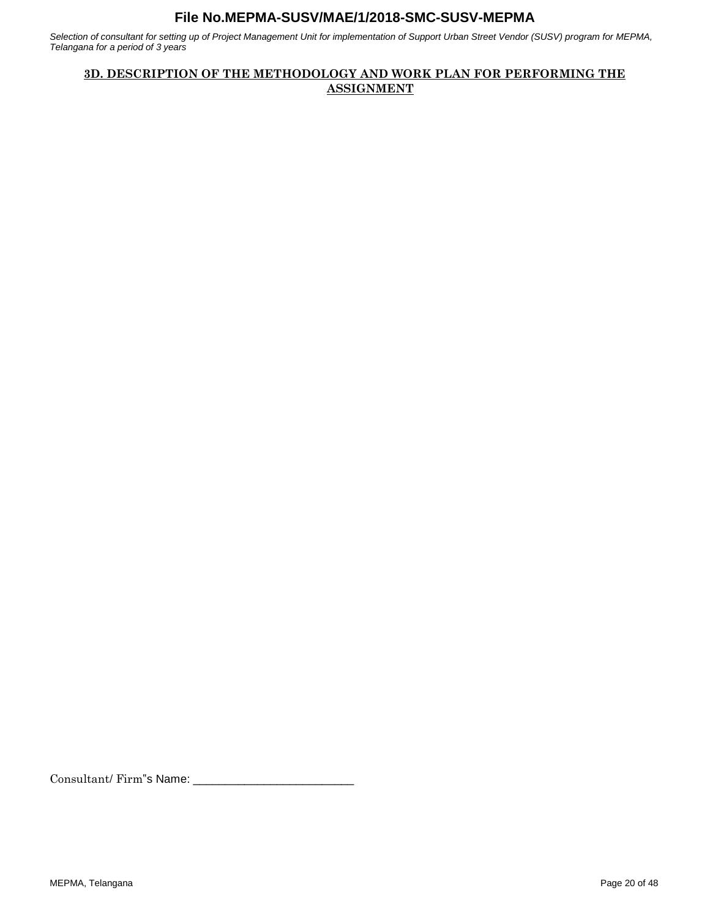## 3D. DESCRIPTION OF THE METHODOLOGY AND WORK PLAN FOR PERFORMING THE ASSIGNMENT

Consultant/ Firm"s Name: ___________________________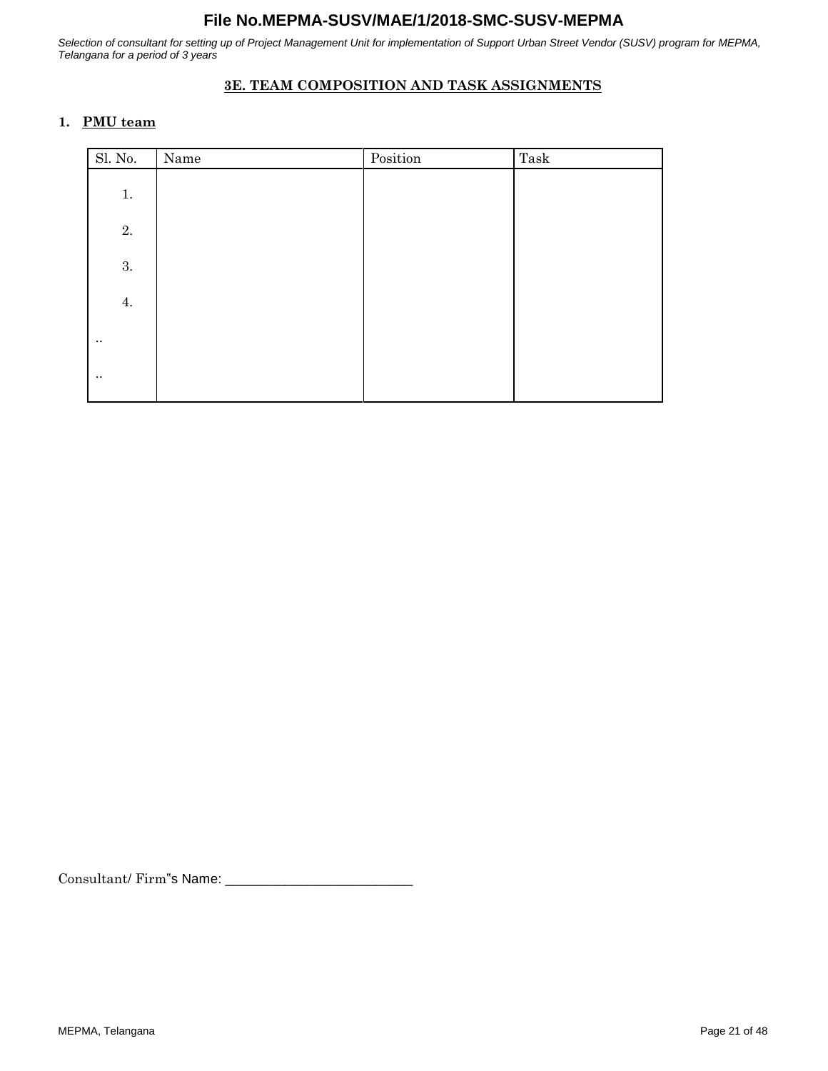## 3E. TEAM COMPOSITION AND TASK ASSIGNMENTS

### 1. PMU team

| Sl. No. | Name | Position | Task |
|---|---|---|---|
| 1. | | | |
| 2. | | | |
| 3. | | | |
| 4. | | | |
| .. | | | |
| .. | | | |

Consultant/ Firm"s Name: ___________________________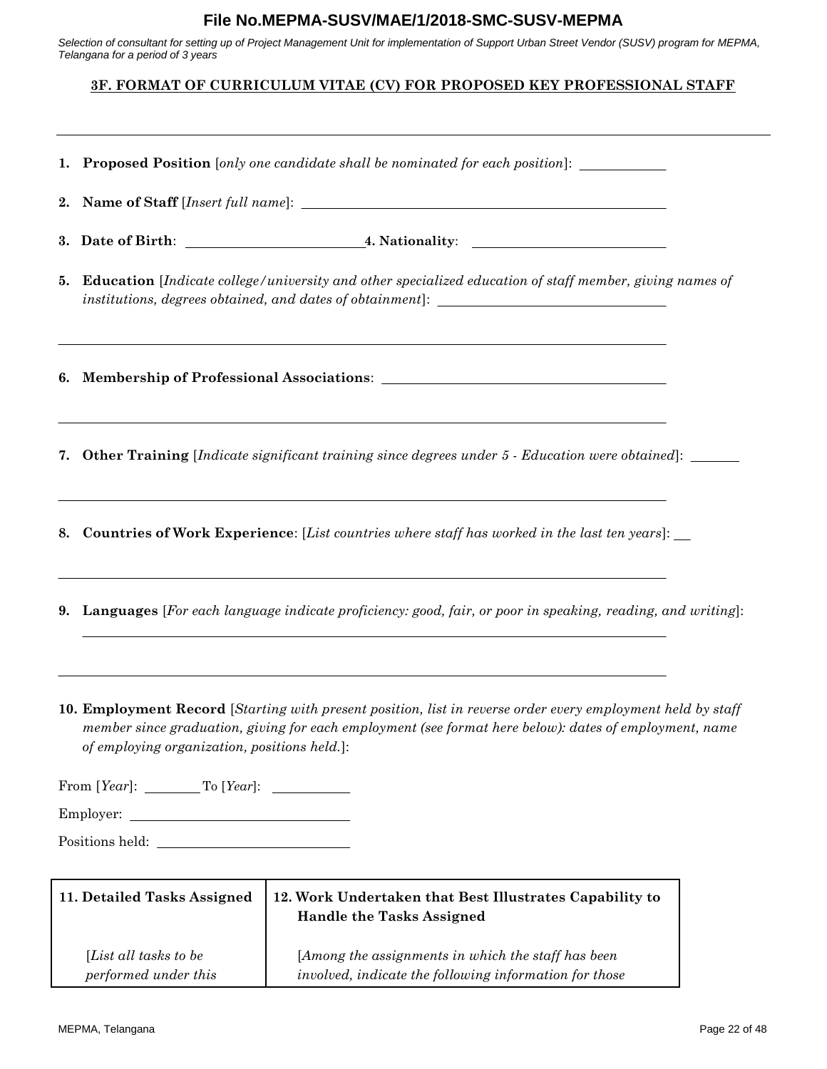# File No.MEPMA-SUSV/MAE/1/2018-SMC-SUSV-MEPMA

*Selection of consultant for setting up of Project Management Unit for implementation of Support Urban Street Vendor (SUSV) program for MEPMA, Telangana for a period of 3 years*

## 3F. FORMAT OF CURRICULUM VITAE (CV) FOR PROPOSED KEY PROFESSIONAL STAFF

---

1. **Proposed Position** [*only one candidate shall be nominated for each position*]: ____________

2. **Name of Staff** [*Insert full name*]: ____________________________________________

3. **Date of Birth**: ________________________ 4. **Nationality**: __________________________

5. **Education** [*Indicate college/university and other specialized education of staff member, giving names of institutions, degrees obtained, and dates of obtainment*]: ______________________________

______________________________________________________________________________

6. **Membership of Professional Associations**: ______________________________________

______________________________________________________________________________

7. **Other Training** [*Indicate significant training since degrees under 5 - Education were obtained*]: _______

______________________________________________________________________________

8. **Countries of Work Experience**: [*List countries where staff has worked in the last ten years*]: __

______________________________________________________________________________

9. **Languages** [*For each language indicate proficiency: good, fair, or poor in speaking, reading, and writing*]:
______________________________________________________________________________

______________________________________________________________________________

10. **Employment Record** [*Starting with present position, list in reverse order every employment held by staff member since graduation, giving for each employment (see format here below): dates of employment, name of employing organization, positions held.*]:

From [*Year*]: ________ To [*Year*]: __________

Employer: ______________________________

Positions held: __________________________

| 11. Detailed Tasks Assigned | 12. Work Undertaken that Best Illustrates Capability to Handle the Tasks Assigned |
|---|---|
| [*List all tasks to be performed under this* | [*Among the assignments in which the staff has been involved, indicate the following information for those* |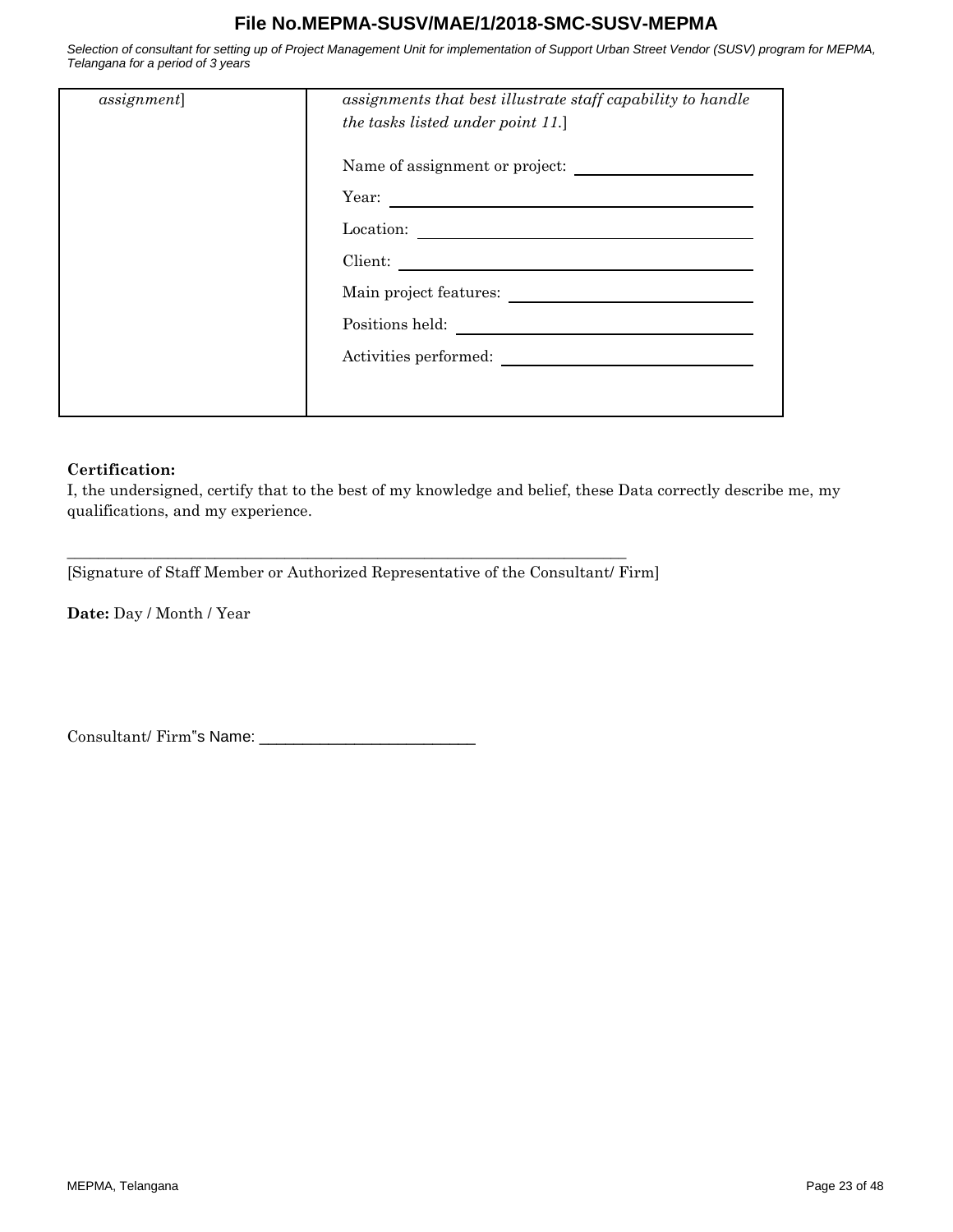| *assignment*] | *assignments that best illustrate staff capability to handle the tasks listed under point 11.*]<br><br>Name of assignment or project: ____________________<br>Year: ____________________<br>Location: ____________________<br>Client: ____________________<br>Main project features: ____________________<br>Positions held: ____________________<br>Activities performed: ____________________ |
|---|---|

**Certification:**

I, the undersigned, certify that to the best of my knowledge and belief, these Data correctly describe me, my qualifications, and my experience.

___________________________________________________________________________

[Signature of Staff Member or Authorized Representative of the Consultant/ Firm]

**Date:** Day / Month / Year

Consultant/ Firm"s Name: ___________________________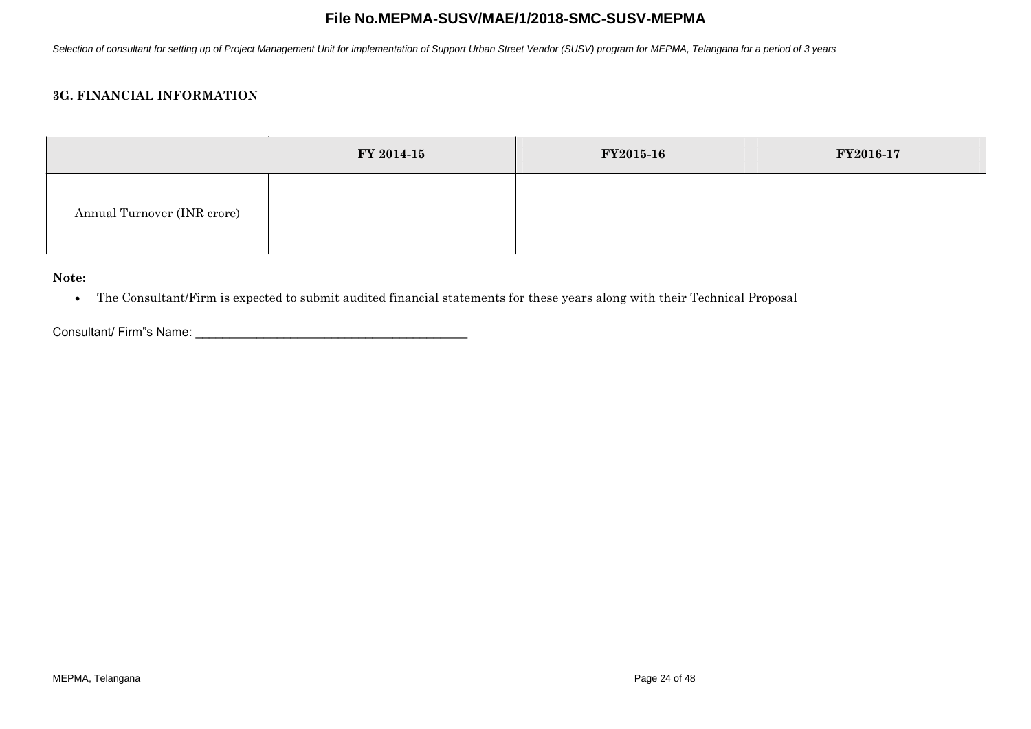### 3G. FINANCIAL INFORMATION

| | FY 2014-15 | FY2015-16 | FY2016-17 |
|---|---|---|---|
| Annual Turnover (INR crore) | | | |

**Note:**

- The Consultant/Firm is expected to submit audited financial statements for these years along with their Technical Proposal

Consultant/ Firm"s Name: ________________________________________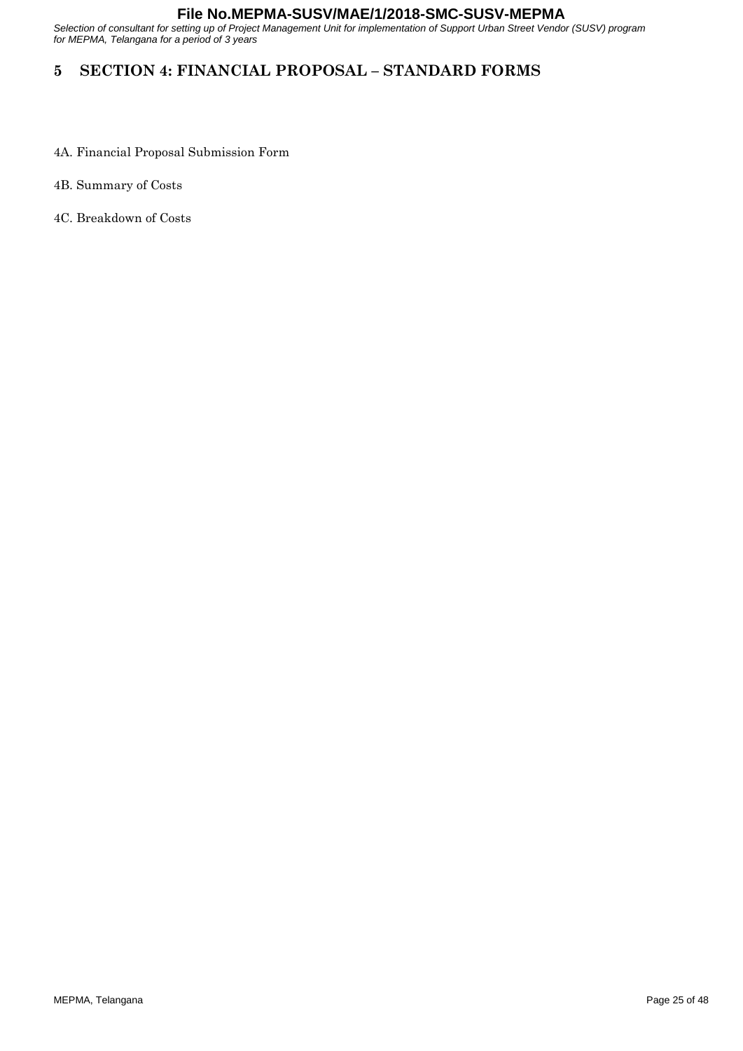# 5 SECTION 4: FINANCIAL PROPOSAL – STANDARD FORMS

4A. Financial Proposal Submission Form

4B. Summary of Costs

4C. Breakdown of Costs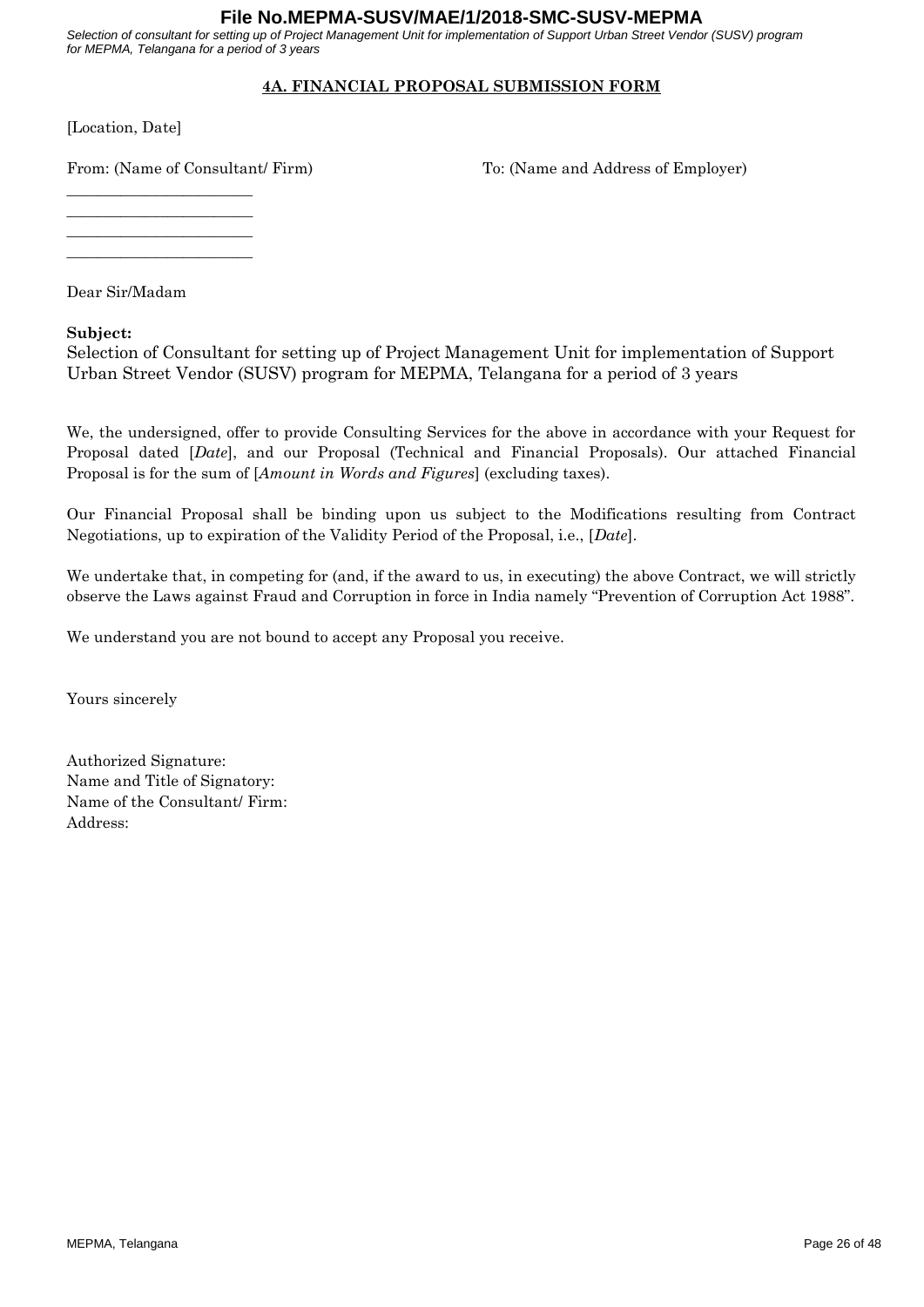## 4A. FINANCIAL PROPOSAL SUBMISSION FORM

[Location, Date]

From: (Name of Consultant/ Firm)

________________________
________________________
________________________
________________________

To: (Name and Address of Employer)

Dear Sir/Madam

**Subject:**

Selection of Consultant for setting up of Project Management Unit for implementation of Support Urban Street Vendor (SUSV) program for MEPMA, Telangana for a period of 3 years

We, the undersigned, offer to provide Consulting Services for the above in accordance with your Request for Proposal dated [*Date*], and our Proposal (Technical and Financial Proposals). Our attached Financial Proposal is for the sum of [*Amount in Words and Figures*] (excluding taxes).

Our Financial Proposal shall be binding upon us subject to the Modifications resulting from Contract Negotiations, up to expiration of the Validity Period of the Proposal, i.e., [*Date*].

We undertake that, in competing for (and, if the award to us, in executing) the above Contract, we will strictly observe the Laws against Fraud and Corruption in force in India namely "Prevention of Corruption Act 1988".

We understand you are not bound to accept any Proposal you receive.

Yours sincerely

Authorized Signature:
Name and Title of Signatory:
Name of the Consultant/ Firm:
Address: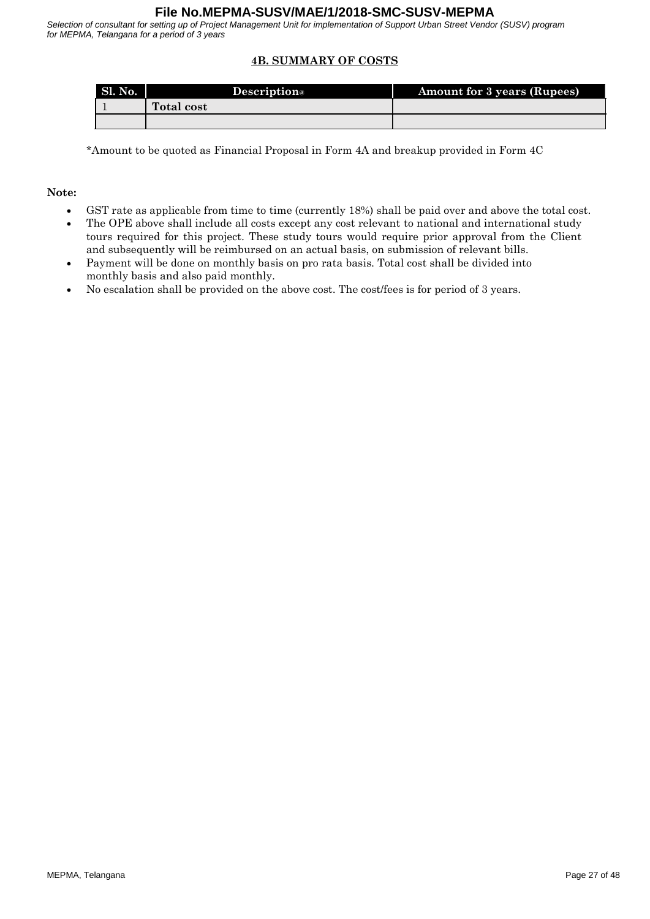## 4B. SUMMARY OF COSTS

| Sl. No. | Description@ | Amount for 3 years (Rupees) |
|---|---|---|
| 1 | **Total cost** | |
| | | |

*Amount to be quoted as Financial Proposal in Form 4A and breakup provided in Form 4C

**Note:**

- GST rate as applicable from time to time (currently 18%) shall be paid over and above the total cost.
- The OPE above shall include all costs except any cost relevant to national and international study tours required for this project. These study tours would require prior approval from the Client and subsequently will be reimbursed on an actual basis, on submission of relevant bills.
- Payment will be done on monthly basis on pro rata basis. Total cost shall be divided into monthly basis and also paid monthly.
- No escalation shall be provided on the above cost. The cost/fees is for period of 3 years.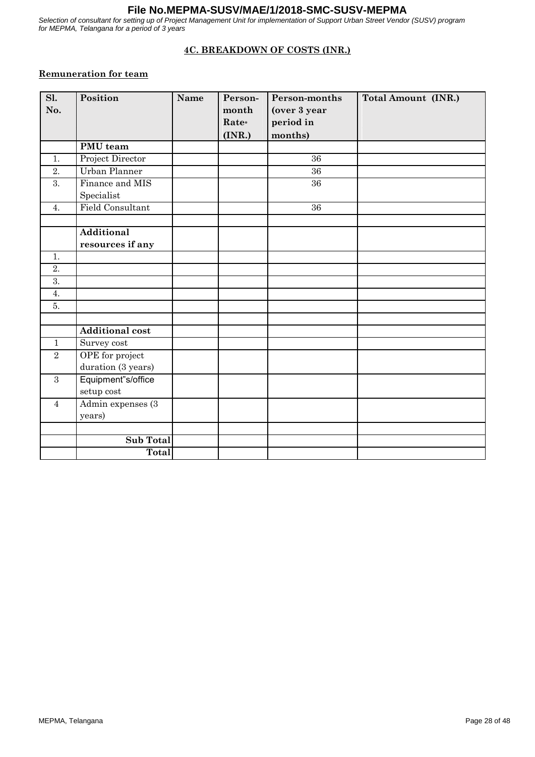## 4C. BREAKDOWN OF COSTS (INR.)

### Remuneration for team

| Sl. No. | Position | Name | Person-month Rate* (INR.) | Person-months (over 3 year period in months) | Total Amount (INR.) |
|---|---|---|---|---|---|
| | **PMU team** | | | | |
| 1. | Project Director | | | 36 | |
| 2. | Urban Planner | | | 36 | |
| 3. | Finance and MIS Specialist | | | 36 | |
| 4. | Field Consultant | | | 36 | |
| | | | | | |
| | **Additional resources if any** | | | | |
| 1. | | | | | |
| 2. | | | | | |
| 3. | | | | | |
| 4. | | | | | |
| 5. | | | | | |
| | | | | | |
| | **Additional cost** | | | | |
| 1 | Survey cost | | | | |
| 2 | OPE for project duration (3 years) | | | | |
| 3 | Equipment"s/office setup cost | | | | |
| 4 | Admin expenses (3 years) | | | | |
| | | | | | |
| | **Sub Total** | | | | |
| | **Total** | | | | |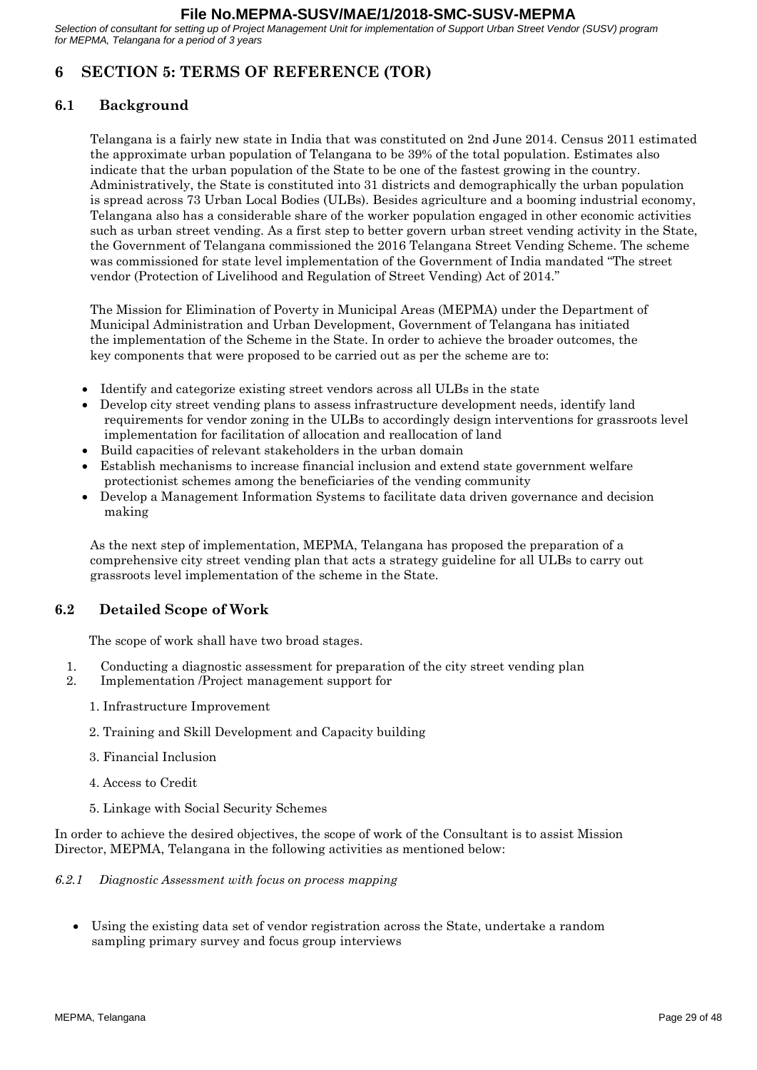# 6 SECTION 5: TERMS OF REFERENCE (TOR)

## 6.1 Background

Telangana is a fairly new state in India that was constituted on 2nd June 2014. Census 2011 estimated the approximate urban population of Telangana to be 39% of the total population. Estimates also indicate that the urban population of the State to be one of the fastest growing in the country. Administratively, the State is constituted into 31 districts and demographically the urban population is spread across 73 Urban Local Bodies (ULBs). Besides agriculture and a booming industrial economy, Telangana also has a considerable share of the worker population engaged in other economic activities such as urban street vending. As a first step to better govern urban street vending activity in the State, the Government of Telangana commissioned the 2016 Telangana Street Vending Scheme. The scheme was commissioned for state level implementation of the Government of India mandated "The street vendor (Protection of Livelihood and Regulation of Street Vending) Act of 2014."

The Mission for Elimination of Poverty in Municipal Areas (MEPMA) under the Department of Municipal Administration and Urban Development, Government of Telangana has initiated the implementation of the Scheme in the State. In order to achieve the broader outcomes, the key components that were proposed to be carried out as per the scheme are to:

- Identify and categorize existing street vendors across all ULBs in the state
- Develop city street vending plans to assess infrastructure development needs, identify land requirements for vendor zoning in the ULBs to accordingly design interventions for grassroots level implementation for facilitation of allocation and reallocation of land
- Build capacities of relevant stakeholders in the urban domain
- Establish mechanisms to increase financial inclusion and extend state government welfare protectionist schemes among the beneficiaries of the vending community
- Develop a Management Information Systems to facilitate data driven governance and decision making

As the next step of implementation, MEPMA, Telangana has proposed the preparation of a comprehensive city street vending plan that acts a strategy guideline for all ULBs to carry out grassroots level implementation of the scheme in the State.

## 6.2 Detailed Scope of Work

The scope of work shall have two broad stages.

1. Conducting a diagnostic assessment for preparation of the city street vending plan
2. Implementation /Project management support for
    1. Infrastructure Improvement
    2. Training and Skill Development and Capacity building
    3. Financial Inclusion
    4. Access to Credit
    5. Linkage with Social Security Schemes

In order to achieve the desired objectives, the scope of work of the Consultant is to assist Mission Director, MEPMA, Telangana in the following activities as mentioned below:

### *6.2.1 Diagnostic Assessment with focus on process mapping*

- Using the existing data set of vendor registration across the State, undertake a random sampling primary survey and focus group interviews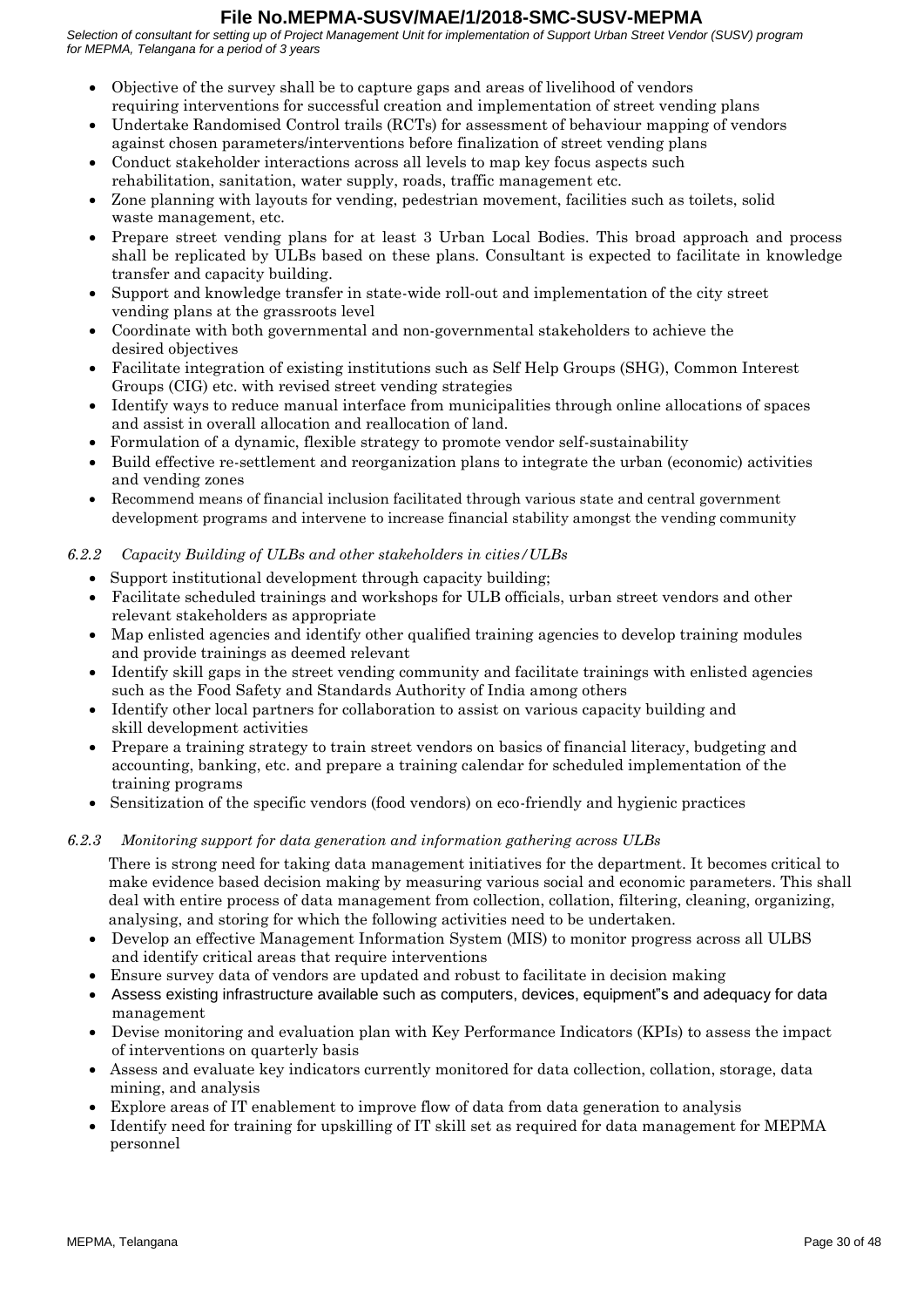- Objective of the survey shall be to capture gaps and areas of livelihood of vendors requiring interventions for successful creation and implementation of street vending plans
- Undertake Randomised Control trails (RCTs) for assessment of behaviour mapping of vendors against chosen parameters/interventions before finalization of street vending plans
- Conduct stakeholder interactions across all levels to map key focus aspects such rehabilitation, sanitation, water supply, roads, traffic management etc.
- Zone planning with layouts for vending, pedestrian movement, facilities such as toilets, solid waste management, etc.
- Prepare street vending plans for at least 3 Urban Local Bodies. This broad approach and process shall be replicated by ULBs based on these plans. Consultant is expected to facilitate in knowledge transfer and capacity building.
- Support and knowledge transfer in state-wide roll-out and implementation of the city street vending plans at the grassroots level
- Coordinate with both governmental and non-governmental stakeholders to achieve the desired objectives
- Facilitate integration of existing institutions such as Self Help Groups (SHG), Common Interest Groups (CIG) etc. with revised street vending strategies
- Identify ways to reduce manual interface from municipalities through online allocations of spaces and assist in overall allocation and reallocation of land.
- Formulation of a dynamic, flexible strategy to promote vendor self-sustainability
- Build effective re-settlement and reorganization plans to integrate the urban (economic) activities and vending zones
- Recommend means of financial inclusion facilitated through various state and central government development programs and intervene to increase financial stability amongst the vending community

### *6.2.2 Capacity Building of ULBs and other stakeholders in cities/ULBs*

- Support institutional development through capacity building;
- Facilitate scheduled trainings and workshops for ULB officials, urban street vendors and other relevant stakeholders as appropriate
- Map enlisted agencies and identify other qualified training agencies to develop training modules and provide trainings as deemed relevant
- Identify skill gaps in the street vending community and facilitate trainings with enlisted agencies such as the Food Safety and Standards Authority of India among others
- Identify other local partners for collaboration to assist on various capacity building and skill development activities
- Prepare a training strategy to train street vendors on basics of financial literacy, budgeting and accounting, banking, etc. and prepare a training calendar for scheduled implementation of the training programs
- Sensitization of the specific vendors (food vendors) on eco-friendly and hygienic practices

### *6.2.3 Monitoring support for data generation and information gathering across ULBs*

There is strong need for taking data management initiatives for the department. It becomes critical to make evidence based decision making by measuring various social and economic parameters. This shall deal with entire process of data management from collection, collation, filtering, cleaning, organizing, analysing, and storing for which the following activities need to be undertaken.

- Develop an effective Management Information System (MIS) to monitor progress across all ULBS and identify critical areas that require interventions
- Ensure survey data of vendors are updated and robust to facilitate in decision making
- Assess existing infrastructure available such as computers, devices, equipment"s and adequacy for data management
- Devise monitoring and evaluation plan with Key Performance Indicators (KPIs) to assess the impact of interventions on quarterly basis
- Assess and evaluate key indicators currently monitored for data collection, collation, storage, data mining, and analysis
- Explore areas of IT enablement to improve flow of data from data generation to analysis
- Identify need for training for upskilling of IT skill set as required for data management for MEPMA personnel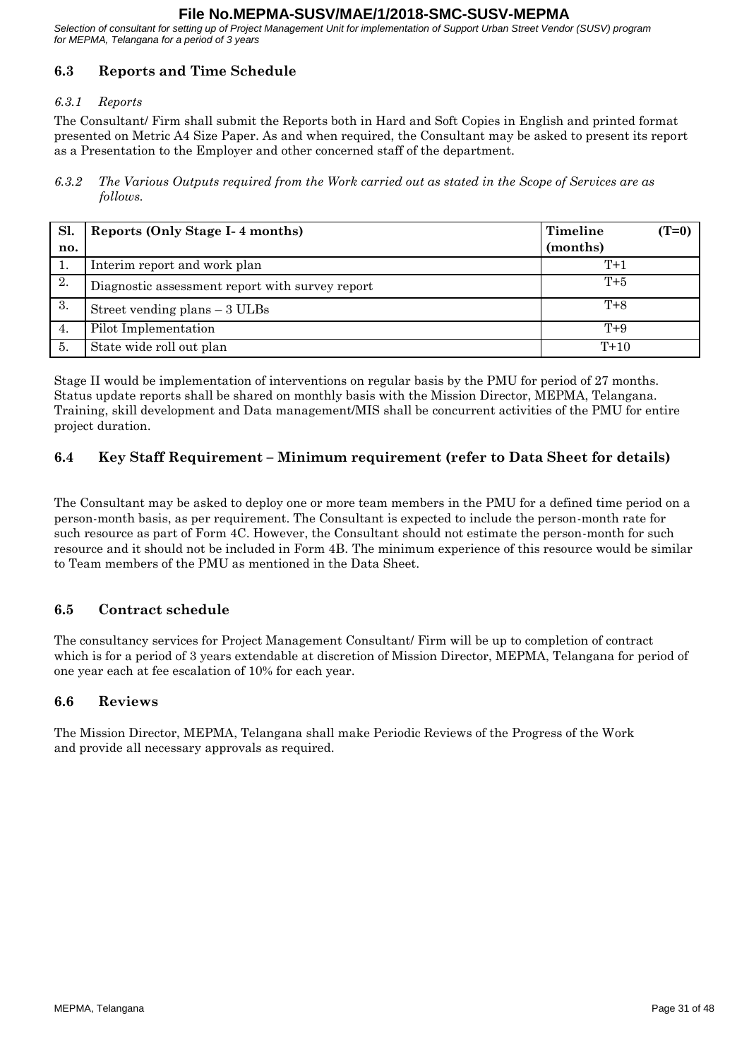## 6.3 Reports and Time Schedule

### *6.3.1 Reports*

The Consultant/ Firm shall submit the Reports both in Hard and Soft Copies in English and printed format presented on Metric A4 Size Paper. As and when required, the Consultant may be asked to present its report as a Presentation to the Employer and other concerned staff of the department.

*6.3.2 The Various Outputs required from the Work carried out as stated in the Scope of Services are as follows.*

| Sl. no. | Reports (Only Stage I- 4 months) | Timeline (T=0) (months) |
|---|---|---|
| 1. | Interim report and work plan | T+1 |
| 2. | Diagnostic assessment report with survey report | T+5 |
| 3. | Street vending plans – 3 ULBs | T+8 |
| 4. | Pilot Implementation | T+9 |
| 5. | State wide roll out plan | T+10 |

Stage II would be implementation of interventions on regular basis by the PMU for period of 27 months. Status update reports shall be shared on monthly basis with the Mission Director, MEPMA, Telangana. Training, skill development and Data management/MIS shall be concurrent activities of the PMU for entire project duration.

## 6.4 Key Staff Requirement – Minimum requirement (refer to Data Sheet for details)

The Consultant may be asked to deploy one or more team members in the PMU for a defined time period on a person-month basis, as per requirement. The Consultant is expected to include the person-month rate for such resource as part of Form 4C. However, the Consultant should not estimate the person-month for such resource and it should not be included in Form 4B. The minimum experience of this resource would be similar to Team members of the PMU as mentioned in the Data Sheet.

## 6.5 Contract schedule

The consultancy services for Project Management Consultant/ Firm will be up to completion of contract which is for a period of 3 years extendable at discretion of Mission Director, MEPMA, Telangana for period of one year each at fee escalation of 10% for each year.

## 6.6 Reviews

The Mission Director, MEPMA, Telangana shall make Periodic Reviews of the Progress of the Work and provide all necessary approvals as required.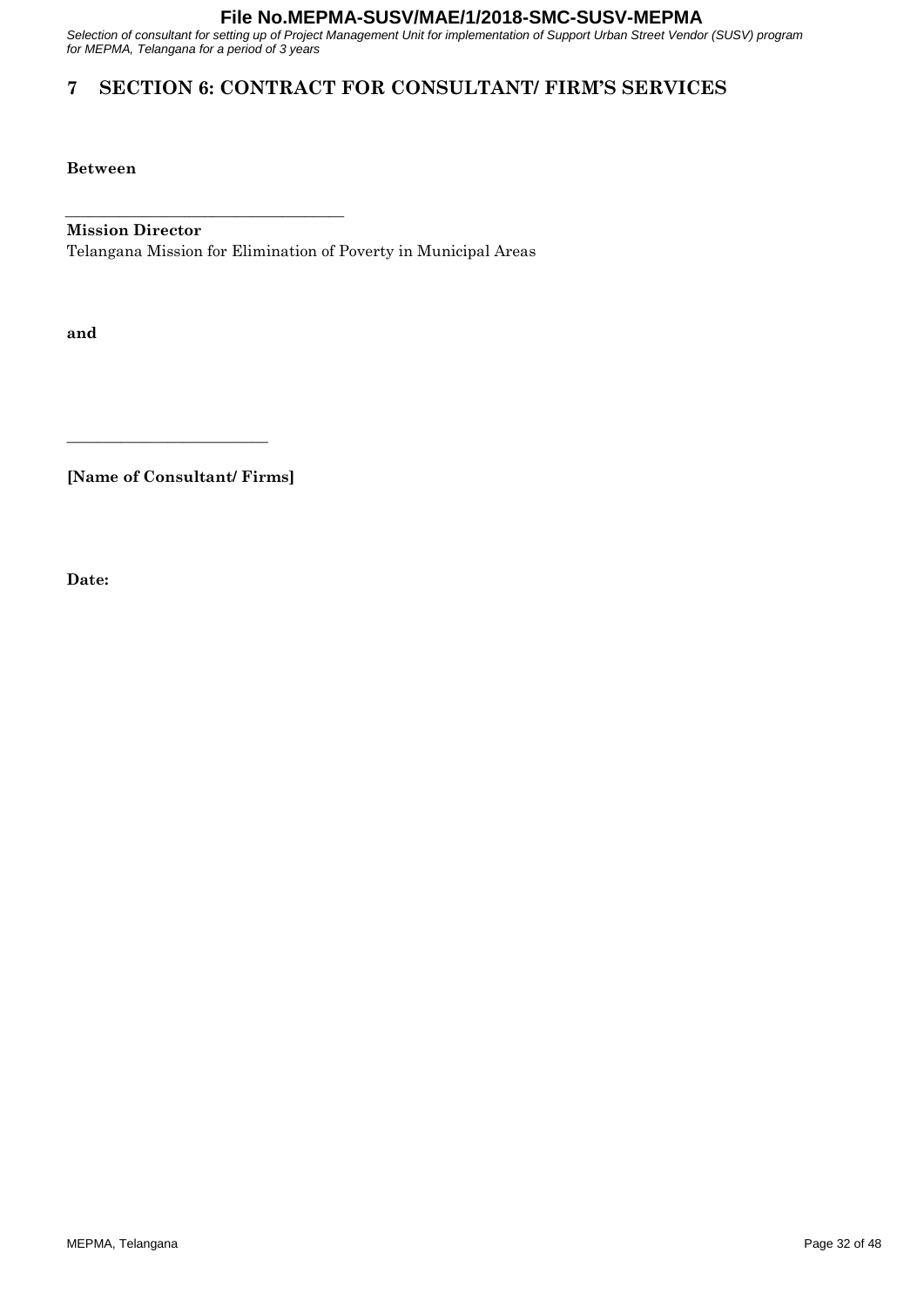# 7 SECTION 6: CONTRACT FOR CONSULTANT/ FIRM'S SERVICES

**Between**

\_\_\_\_\_\_\_\_\_\_\_\_\_\_\_\_\_\_\_\_\_\_\_\_\_\_\_\_\_\_\_\_\_\_\_\_

**Mission Director**

Telangana Mission for Elimination of Poverty in Municipal Areas

**and**

\_\_\_\_\_\_\_\_\_\_\_\_\_\_\_\_\_\_\_\_\_\_\_\_\_\_

**[Name of Consultant/ Firms]**

**Date:**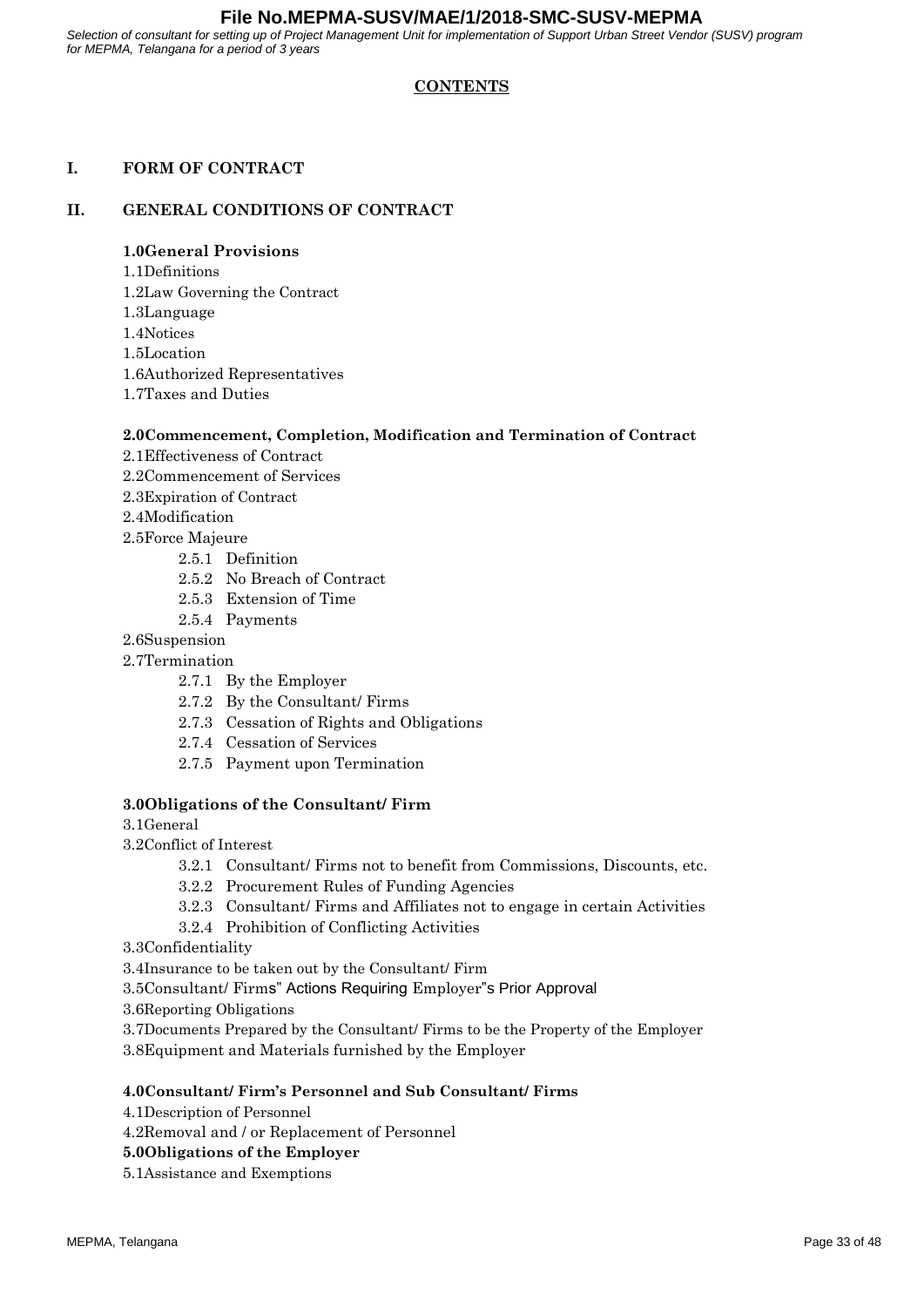## CONTENTS

### I. FORM OF CONTRACT

### II. GENERAL CONDITIONS OF CONTRACT

**1.0General Provisions**

1.1Definitions
1.2Law Governing the Contract
1.3Language
1.4Notices
1.5Location
1.6Authorized Representatives
1.7Taxes and Duties

**2.0Commencement, Completion, Modification and Termination of Contract**

2.1Effectiveness of Contract
2.2Commencement of Services
2.3Expiration of Contract
2.4Modification
2.5Force Majeure

- 2.5.1 Definition
- 2.5.2 No Breach of Contract
- 2.5.3 Extension of Time
- 2.5.4 Payments

2.6Suspension
2.7Termination

- 2.7.1 By the Employer
- 2.7.2 By the Consultant/ Firms
- 2.7.3 Cessation of Rights and Obligations
- 2.7.4 Cessation of Services
- 2.7.5 Payment upon Termination

**3.0Obligations of the Consultant/ Firm**

3.1General
3.2Conflict of Interest

- 3.2.1 Consultant/ Firms not to benefit from Commissions, Discounts, etc.
- 3.2.2 Procurement Rules of Funding Agencies
- 3.2.3 Consultant/ Firms and Affiliates not to engage in certain Activities
- 3.2.4 Prohibition of Conflicting Activities

3.3Confidentiality
3.4Insurance to be taken out by the Consultant/ Firm
3.5Consultant/ Firms" Actions Requiring Employer"s Prior Approval
3.6Reporting Obligations
3.7Documents Prepared by the Consultant/ Firms to be the Property of the Employer
3.8Equipment and Materials furnished by the Employer

**4.0Consultant/ Firm's Personnel and Sub Consultant/ Firms**

4.1Description of Personnel
4.2Removal and / or Replacement of Personnel

**5.0Obligations of the Employer**

5.1Assistance and Exemptions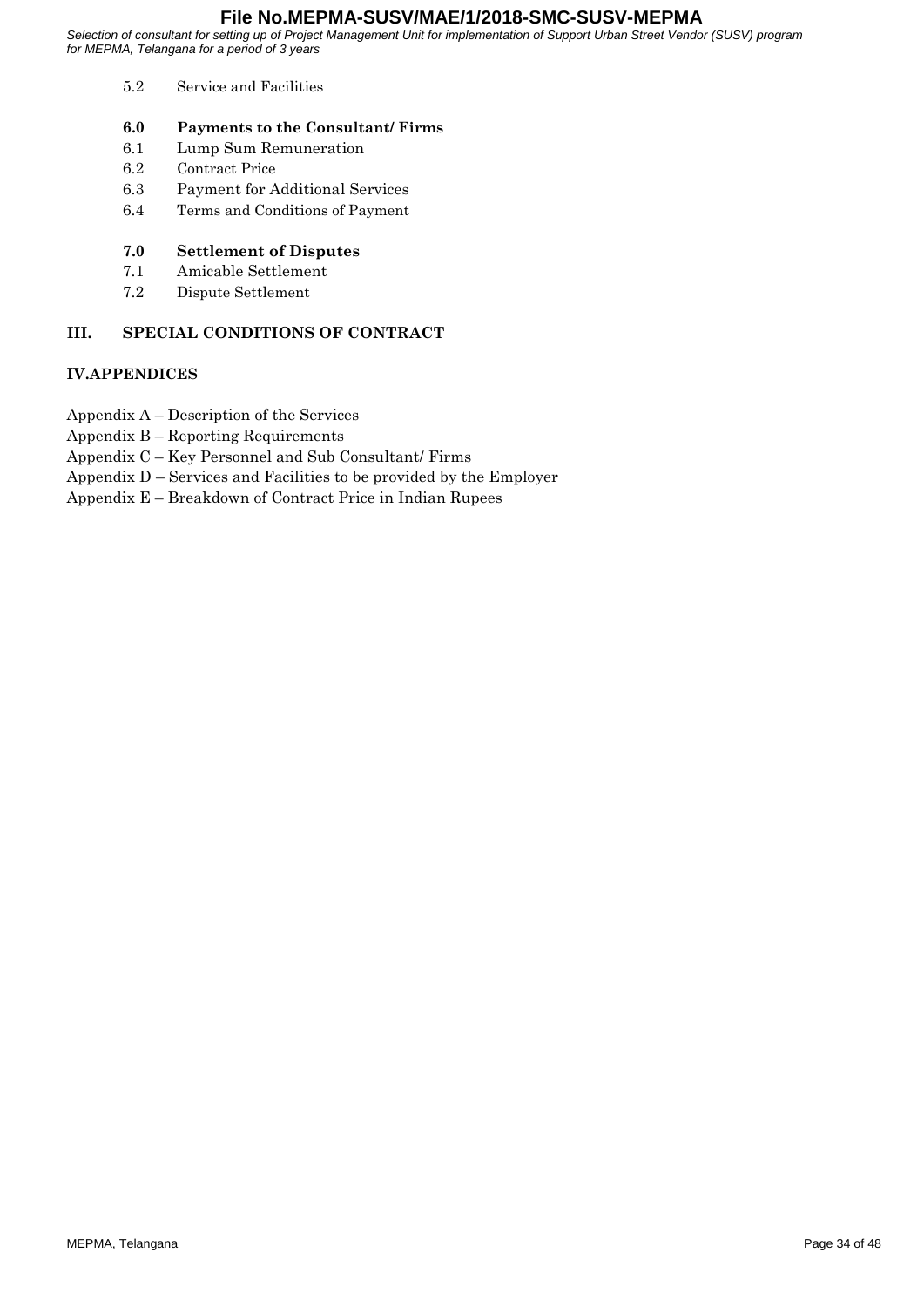5.2 Service and Facilities

**6.0 Payments to the Consultant/ Firms**

6.1 Lump Sum Remuneration

6.2 Contract Price

6.3 Payment for Additional Services

6.4 Terms and Conditions of Payment

**7.0 Settlement of Disputes**

7.1 Amicable Settlement

7.2 Dispute Settlement

## III. SPECIAL CONDITIONS OF CONTRACT

## IV.APPENDICES

Appendix A – Description of the Services

Appendix B – Reporting Requirements

Appendix C – Key Personnel and Sub Consultant/ Firms

Appendix D – Services and Facilities to be provided by the Employer

Appendix E – Breakdown of Contract Price in Indian Rupees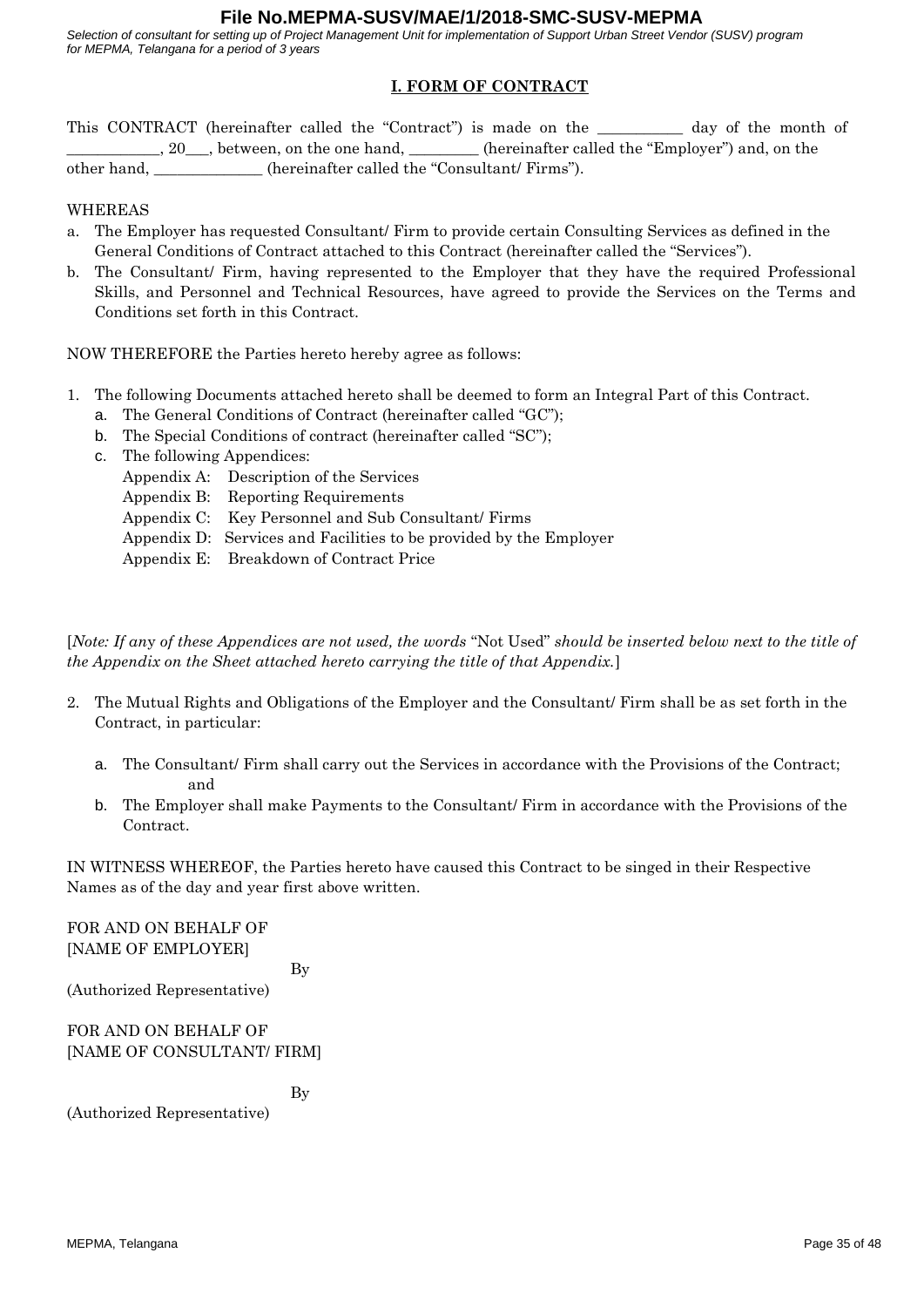## I. FORM OF CONTRACT

This CONTRACT (hereinafter called the "Contract") is made on the ___________ day of the month of ____________, 20___, between, on the one hand, _________ (hereinafter called the "Employer") and, on the other hand, ______________ (hereinafter called the "Consultant/ Firms").

WHEREAS

a. The Employer has requested Consultant/ Firm to provide certain Consulting Services as defined in the General Conditions of Contract attached to this Contract (hereinafter called the "Services").
b. The Consultant/ Firm, having represented to the Employer that they have the required Professional Skills, and Personnel and Technical Resources, have agreed to provide the Services on the Terms and Conditions set forth in this Contract.

NOW THEREFORE the Parties hereto hereby agree as follows:

1. The following Documents attached hereto shall be deemed to form an Integral Part of this Contract.
   a. The General Conditions of Contract (hereinafter called "GC");
   b. The Special Conditions of contract (hereinafter called "SC");
   c. The following Appendices:
      - Appendix A: Description of the Services
      - Appendix B: Reporting Requirements
      - Appendix C: Key Personnel and Sub Consultant/ Firms
      - Appendix D: Services and Facilities to be provided by the Employer
      - Appendix E: Breakdown of Contract Price

[*Note: If any of these Appendices are not used, the words* "Not Used" *should be inserted below next to the title of the Appendix on the Sheet attached hereto carrying the title of that Appendix.*]

2. The Mutual Rights and Obligations of the Employer and the Consultant/ Firm shall be as set forth in the Contract, in particular:
   a. The Consultant/ Firm shall carry out the Services in accordance with the Provisions of the Contract; and
   b. The Employer shall make Payments to the Consultant/ Firm in accordance with the Provisions of the Contract.

IN WITNESS WHEREOF, the Parties hereto have caused this Contract to be singed in their Respective Names as of the day and year first above written.

FOR AND ON BEHALF OF
[NAME OF EMPLOYER]

By

(Authorized Representative)

FOR AND ON BEHALF OF
[NAME OF CONSULTANT/ FIRM]

By

(Authorized Representative)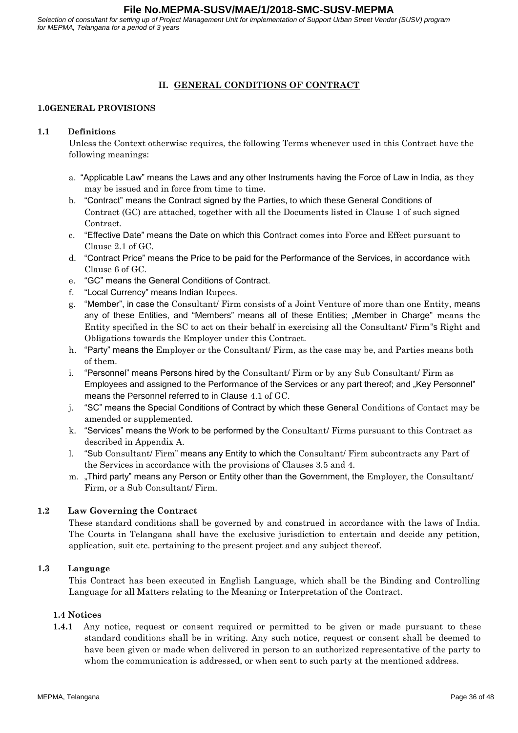## II. GENERAL CONDITIONS OF CONTRACT

### 1.0GENERAL PROVISIONS

#### 1.1 Definitions

Unless the Context otherwise requires, the following Terms whenever used in this Contract have the following meanings:

a. "Applicable Law" means the Laws and any other Instruments having the Force of Law in India, as they may be issued and in force from time to time.

b. "Contract" means the Contract signed by the Parties, to which these General Conditions of Contract (GC) are attached, together with all the Documents listed in Clause 1 of such signed Contract.

c. "Effective Date" means the Date on which this Contract comes into Force and Effect pursuant to Clause 2.1 of GC.

d. "Contract Price" means the Price to be paid for the Performance of the Services, in accordance with Clause 6 of GC.

e. "GC" means the General Conditions of Contract.

f. "Local Currency" means Indian Rupees.

g. "Member", in case the Consultant/ Firm consists of a Joint Venture of more than one Entity, means any of these Entities, and "Members" means all of these Entities; „Member in Charge" means the Entity specified in the SC to act on their behalf in exercising all the Consultant/ Firm"s Right and Obligations towards the Employer under this Contract.

h. "Party" means the Employer or the Consultant/ Firm, as the case may be, and Parties means both of them.

i. "Personnel" means Persons hired by the Consultant/ Firm or by any Sub Consultant/ Firm as Employees and assigned to the Performance of the Services or any part thereof; and „Key Personnel" means the Personnel referred to in Clause 4.1 of GC.

j. "SC" means the Special Conditions of Contract by which these General Conditions of Contact may be amended or supplemented.

k. "Services" means the Work to be performed by the Consultant/ Firms pursuant to this Contract as described in Appendix A.

l. "Sub Consultant/ Firm" means any Entity to which the Consultant/ Firm subcontracts any Part of the Services in accordance with the provisions of Clauses 3.5 and 4.

m. „Third party" means any Person or Entity other than the Government, the Employer, the Consultant/ Firm, or a Sub Consultant/ Firm.

#### 1.2 Law Governing the Contract

These standard conditions shall be governed by and construed in accordance with the laws of India. The Courts in Telangana shall have the exclusive jurisdiction to entertain and decide any petition, application, suit etc. pertaining to the present project and any subject thereof.

#### 1.3 Language

This Contract has been executed in English Language, which shall be the Binding and Controlling Language for all Matters relating to the Meaning or Interpretation of the Contract.

#### 1.4 Notices

**1.4.1** Any notice, request or consent required or permitted to be given or made pursuant to these standard conditions shall be in writing. Any such notice, request or consent shall be deemed to have been given or made when delivered in person to an authorized representative of the party to whom the communication is addressed, or when sent to such party at the mentioned address.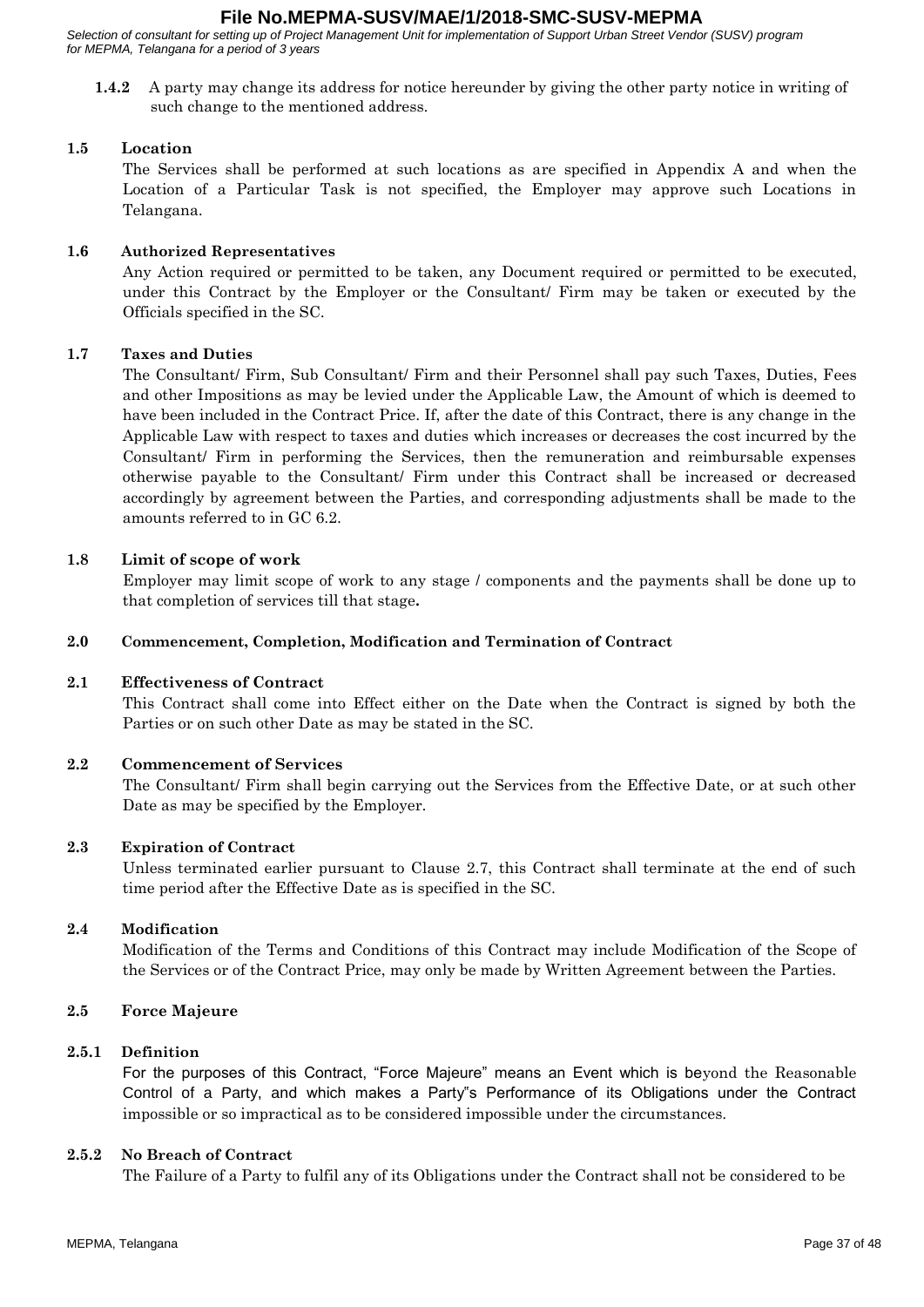**1.4.2** A party may change its address for notice hereunder by giving the other party notice in writing of such change to the mentioned address.

**1.5 Location**

The Services shall be performed at such locations as are specified in Appendix A and when the Location of a Particular Task is not specified, the Employer may approve such Locations in Telangana.

**1.6 Authorized Representatives**

Any Action required or permitted to be taken, any Document required or permitted to be executed, under this Contract by the Employer or the Consultant/ Firm may be taken or executed by the Officials specified in the SC.

**1.7 Taxes and Duties**

The Consultant/ Firm, Sub Consultant/ Firm and their Personnel shall pay such Taxes, Duties, Fees and other Impositions as may be levied under the Applicable Law, the Amount of which is deemed to have been included in the Contract Price. If, after the date of this Contract, there is any change in the Applicable Law with respect to taxes and duties which increases or decreases the cost incurred by the Consultant/ Firm in performing the Services, then the remuneration and reimbursable expenses otherwise payable to the Consultant/ Firm under this Contract shall be increased or decreased accordingly by agreement between the Parties, and corresponding adjustments shall be made to the amounts referred to in GC 6.2.

**1.8 Limit of scope of work**

Employer may limit scope of work to any stage / components and the payments shall be done up to that completion of services till that stage**.**

**2.0 Commencement, Completion, Modification and Termination of Contract**

**2.1 Effectiveness of Contract**

This Contract shall come into Effect either on the Date when the Contract is signed by both the Parties or on such other Date as may be stated in the SC.

**2.2 Commencement of Services**

The Consultant/ Firm shall begin carrying out the Services from the Effective Date, or at such other Date as may be specified by the Employer.

**2.3 Expiration of Contract**

Unless terminated earlier pursuant to Clause 2.7, this Contract shall terminate at the end of such time period after the Effective Date as is specified in the SC.

**2.4 Modification**

Modification of the Terms and Conditions of this Contract may include Modification of the Scope of the Services or of the Contract Price, may only be made by Written Agreement between the Parties.

**2.5 Force Majeure**

**2.5.1 Definition**

For the purposes of this Contract, "Force Majeure" means an Event which is beyond the Reasonable Control of a Party, and which makes a Party"s Performance of its Obligations under the Contract impossible or so impractical as to be considered impossible under the circumstances.

**2.5.2 No Breach of Contract**

The Failure of a Party to fulfil any of its Obligations under the Contract shall not be considered to be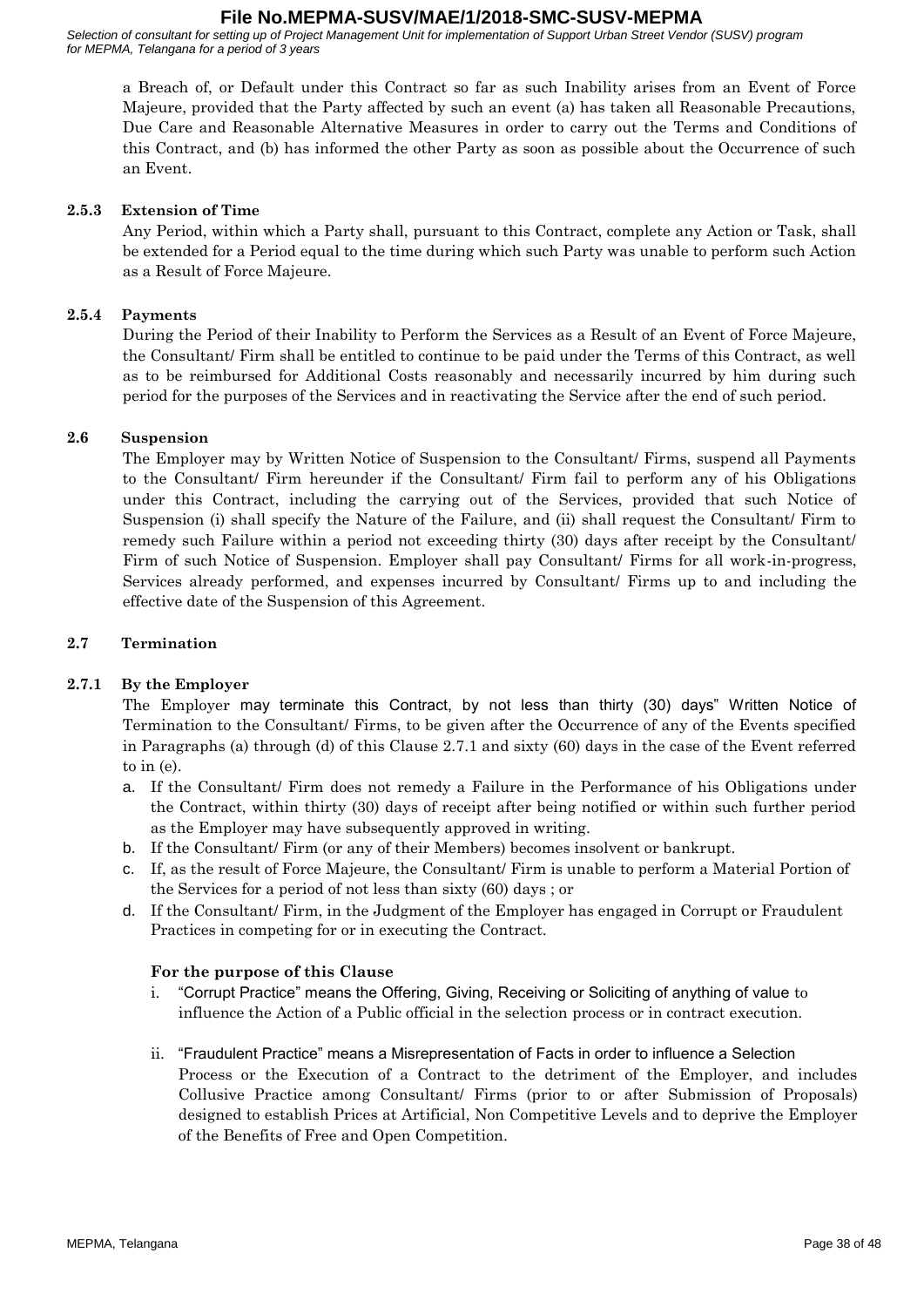a Breach of, or Default under this Contract so far as such Inability arises from an Event of Force Majeure, provided that the Party affected by such an event (a) has taken all Reasonable Precautions, Due Care and Reasonable Alternative Measures in order to carry out the Terms and Conditions of this Contract, and (b) has informed the other Party as soon as possible about the Occurrence of such an Event.

**2.5.3 Extension of Time**

Any Period, within which a Party shall, pursuant to this Contract, complete any Action or Task, shall be extended for a Period equal to the time during which such Party was unable to perform such Action as a Result of Force Majeure.

**2.5.4 Payments**

During the Period of their Inability to Perform the Services as a Result of an Event of Force Majeure, the Consultant/ Firm shall be entitled to continue to be paid under the Terms of this Contract, as well as to be reimbursed for Additional Costs reasonably and necessarily incurred by him during such period for the purposes of the Services and in reactivating the Service after the end of such period.

**2.6 Suspension**

The Employer may by Written Notice of Suspension to the Consultant/ Firms, suspend all Payments to the Consultant/ Firm hereunder if the Consultant/ Firm fail to perform any of his Obligations under this Contract, including the carrying out of the Services, provided that such Notice of Suspension (i) shall specify the Nature of the Failure, and (ii) shall request the Consultant/ Firm to remedy such Failure within a period not exceeding thirty (30) days after receipt by the Consultant/ Firm of such Notice of Suspension. Employer shall pay Consultant/ Firms for all work-in-progress, Services already performed, and expenses incurred by Consultant/ Firms up to and including the effective date of the Suspension of this Agreement.

**2.7 Termination**

**2.7.1 By the Employer**

The Employer may terminate this Contract, by not less than thirty (30) days" Written Notice of Termination to the Consultant/ Firms, to be given after the Occurrence of any of the Events specified in Paragraphs (a) through (d) of this Clause 2.7.1 and sixty (60) days in the case of the Event referred to in (e).

a. If the Consultant/ Firm does not remedy a Failure in the Performance of his Obligations under the Contract, within thirty (30) days of receipt after being notified or within such further period as the Employer may have subsequently approved in writing.
b. If the Consultant/ Firm (or any of their Members) becomes insolvent or bankrupt.
c. If, as the result of Force Majeure, the Consultant/ Firm is unable to perform a Material Portion of the Services for a period of not less than sixty (60) days ; or
d. If the Consultant/ Firm, in the Judgment of the Employer has engaged in Corrupt or Fraudulent Practices in competing for or in executing the Contract.

**For the purpose of this Clause**

i. "Corrupt Practice" means the Offering, Giving, Receiving or Soliciting of anything of value to influence the Action of a Public official in the selection process or in contract execution.

ii. "Fraudulent Practice" means a Misrepresentation of Facts in order to influence a Selection Process or the Execution of a Contract to the detriment of the Employer, and includes Collusive Practice among Consultant/ Firms (prior to or after Submission of Proposals) designed to establish Prices at Artificial, Non Competitive Levels and to deprive the Employer of the Benefits of Free and Open Competition.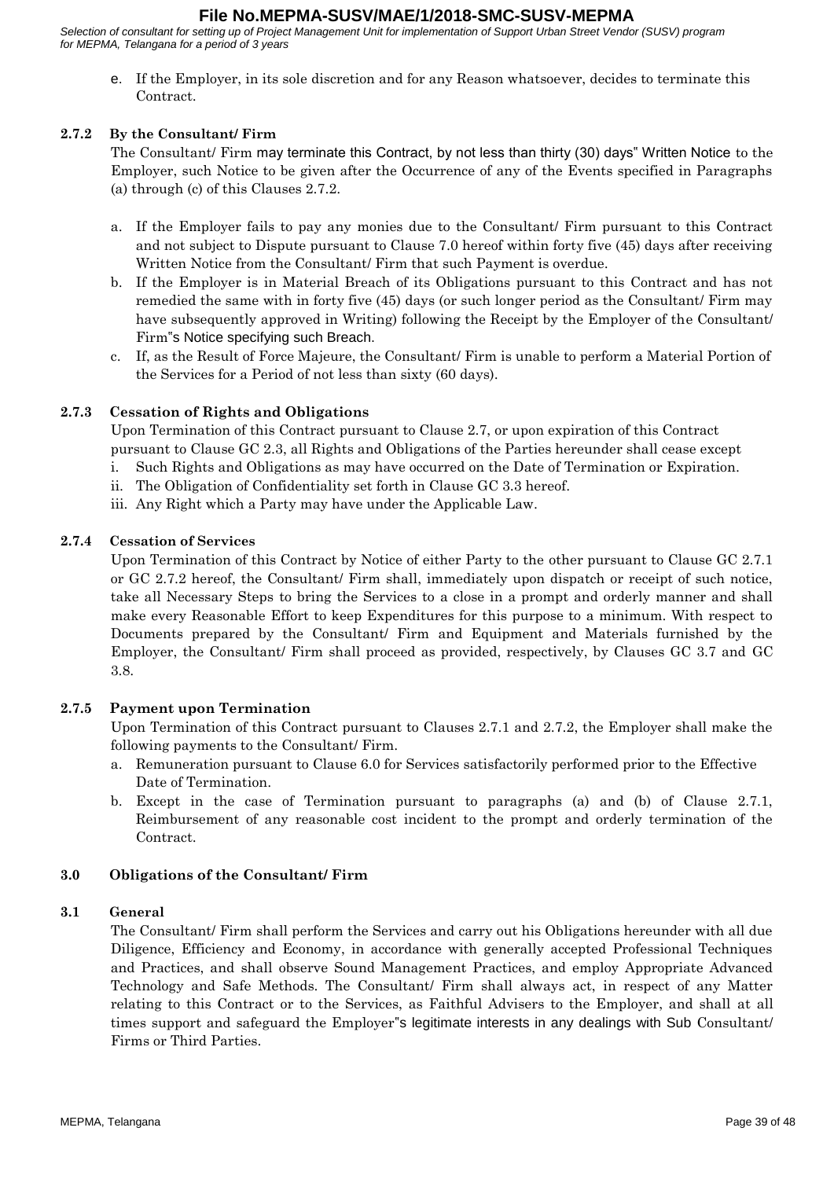e. If the Employer, in its sole discretion and for any Reason whatsoever, decides to terminate this Contract.

**2.7.2 By the Consultant/ Firm**

The Consultant/ Firm may terminate this Contract, by not less than thirty (30) days" Written Notice to the Employer, such Notice to be given after the Occurrence of any of the Events specified in Paragraphs (a) through (c) of this Clauses 2.7.2.

a. If the Employer fails to pay any monies due to the Consultant/ Firm pursuant to this Contract and not subject to Dispute pursuant to Clause 7.0 hereof within forty five (45) days after receiving Written Notice from the Consultant/ Firm that such Payment is overdue.
b. If the Employer is in Material Breach of its Obligations pursuant to this Contract and has not remedied the same with in forty five (45) days (or such longer period as the Consultant/ Firm may have subsequently approved in Writing) following the Receipt by the Employer of the Consultant/ Firm"s Notice specifying such Breach.
c. If, as the Result of Force Majeure, the Consultant/ Firm is unable to perform a Material Portion of the Services for a Period of not less than sixty (60 days).

**2.7.3 Cessation of Rights and Obligations**

Upon Termination of this Contract pursuant to Clause 2.7, or upon expiration of this Contract pursuant to Clause GC 2.3, all Rights and Obligations of the Parties hereunder shall cease except

i. Such Rights and Obligations as may have occurred on the Date of Termination or Expiration.
ii. The Obligation of Confidentiality set forth in Clause GC 3.3 hereof.
iii. Any Right which a Party may have under the Applicable Law.

**2.7.4 Cessation of Services**

Upon Termination of this Contract by Notice of either Party to the other pursuant to Clause GC 2.7.1 or GC 2.7.2 hereof, the Consultant/ Firm shall, immediately upon dispatch or receipt of such notice, take all Necessary Steps to bring the Services to a close in a prompt and orderly manner and shall make every Reasonable Effort to keep Expenditures for this purpose to a minimum. With respect to Documents prepared by the Consultant/ Firm and Equipment and Materials furnished by the Employer, the Consultant/ Firm shall proceed as provided, respectively, by Clauses GC 3.7 and GC 3.8.

**2.7.5 Payment upon Termination**

Upon Termination of this Contract pursuant to Clauses 2.7.1 and 2.7.2, the Employer shall make the following payments to the Consultant/ Firm.

a. Remuneration pursuant to Clause 6.0 for Services satisfactorily performed prior to the Effective Date of Termination.
b. Except in the case of Termination pursuant to paragraphs (a) and (b) of Clause 2.7.1, Reimbursement of any reasonable cost incident to the prompt and orderly termination of the Contract.

## 3.0 Obligations of the Consultant/ Firm

### 3.1 General

The Consultant/ Firm shall perform the Services and carry out his Obligations hereunder with all due Diligence, Efficiency and Economy, in accordance with generally accepted Professional Techniques and Practices, and shall observe Sound Management Practices, and employ Appropriate Advanced Technology and Safe Methods. The Consultant/ Firm shall always act, in respect of any Matter relating to this Contract or to the Services, as Faithful Advisers to the Employer, and shall at all times support and safeguard the Employer"s legitimate interests in any dealings with Sub Consultant/ Firms or Third Parties.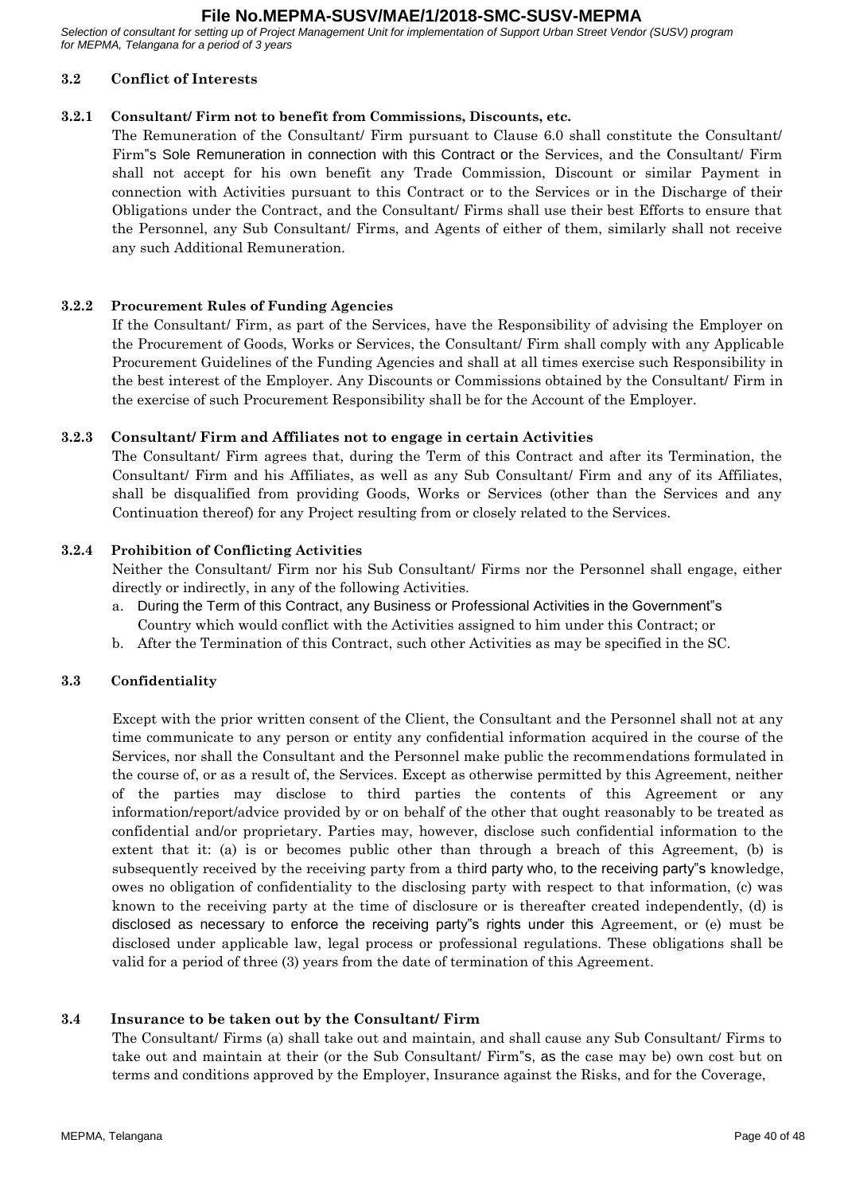### 3.2 Conflict of Interests

#### 3.2.1 Consultant/ Firm not to benefit from Commissions, Discounts, etc.

The Remuneration of the Consultant/ Firm pursuant to Clause 6.0 shall constitute the Consultant/ Firm"s Sole Remuneration in connection with this Contract or the Services, and the Consultant/ Firm shall not accept for his own benefit any Trade Commission, Discount or similar Payment in connection with Activities pursuant to this Contract or to the Services or in the Discharge of their Obligations under the Contract, and the Consultant/ Firms shall use their best Efforts to ensure that the Personnel, any Sub Consultant/ Firms, and Agents of either of them, similarly shall not receive any such Additional Remuneration.

#### 3.2.2 Procurement Rules of Funding Agencies

If the Consultant/ Firm, as part of the Services, have the Responsibility of advising the Employer on the Procurement of Goods, Works or Services, the Consultant/ Firm shall comply with any Applicable Procurement Guidelines of the Funding Agencies and shall at all times exercise such Responsibility in the best interest of the Employer. Any Discounts or Commissions obtained by the Consultant/ Firm in the exercise of such Procurement Responsibility shall be for the Account of the Employer.

#### 3.2.3 Consultant/ Firm and Affiliates not to engage in certain Activities

The Consultant/ Firm agrees that, during the Term of this Contract and after its Termination, the Consultant/ Firm and his Affiliates, as well as any Sub Consultant/ Firm and any of its Affiliates, shall be disqualified from providing Goods, Works or Services (other than the Services and any Continuation thereof) for any Project resulting from or closely related to the Services.

#### 3.2.4 Prohibition of Conflicting Activities

Neither the Consultant/ Firm nor his Sub Consultant/ Firms nor the Personnel shall engage, either directly or indirectly, in any of the following Activities.

a. During the Term of this Contract, any Business or Professional Activities in the Government"s Country which would conflict with the Activities assigned to him under this Contract; or
b. After the Termination of this Contract, such other Activities as may be specified in the SC.

### 3.3 Confidentiality

Except with the prior written consent of the Client, the Consultant and the Personnel shall not at any time communicate to any person or entity any confidential information acquired in the course of the Services, nor shall the Consultant and the Personnel make public the recommendations formulated in the course of, or as a result of, the Services. Except as otherwise permitted by this Agreement, neither of the parties may disclose to third parties the contents of this Agreement or any information/report/advice provided by or on behalf of the other that ought reasonably to be treated as confidential and/or proprietary. Parties may, however, disclose such confidential information to the extent that it: (a) is or becomes public other than through a breach of this Agreement, (b) is subsequently received by the receiving party from a third party who, to the receiving party"s knowledge, owes no obligation of confidentiality to the disclosing party with respect to that information, (c) was known to the receiving party at the time of disclosure or is thereafter created independently, (d) is disclosed as necessary to enforce the receiving party"s rights under this Agreement, or (e) must be disclosed under applicable law, legal process or professional regulations. These obligations shall be valid for a period of three (3) years from the date of termination of this Agreement.

### 3.4 Insurance to be taken out by the Consultant/ Firm

The Consultant/ Firms (a) shall take out and maintain, and shall cause any Sub Consultant/ Firms to take out and maintain at their (or the Sub Consultant/ Firm"s, as the case may be) own cost but on terms and conditions approved by the Employer, Insurance against the Risks, and for the Coverage,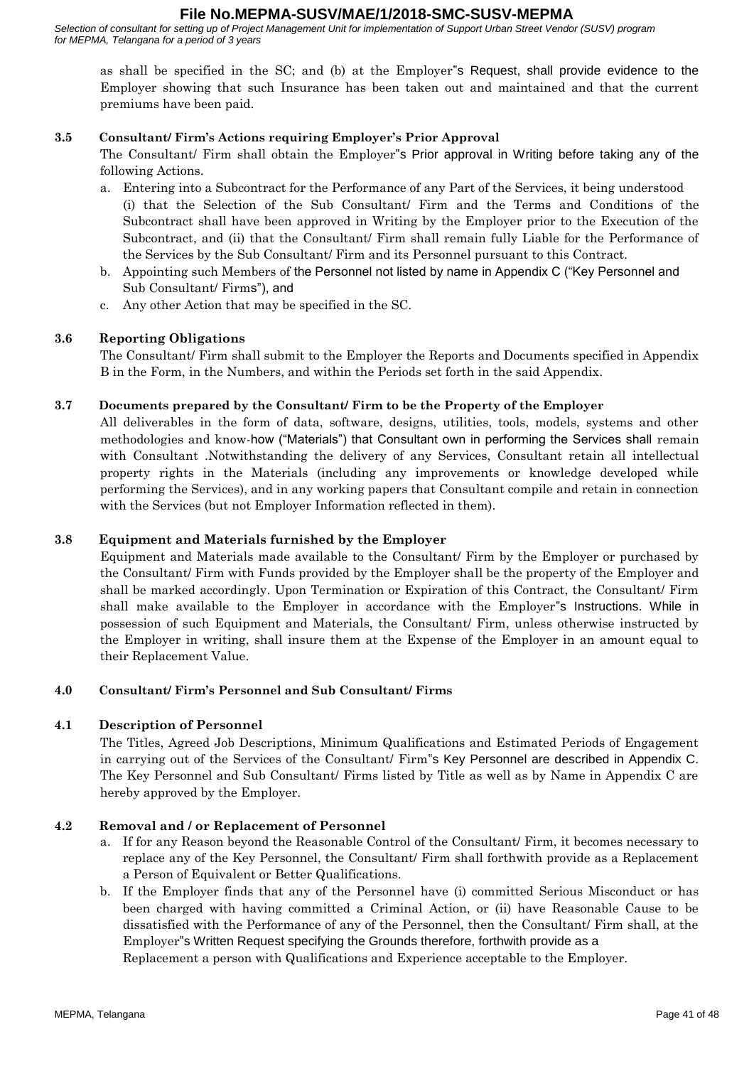as shall be specified in the SC; and (b) at the Employer"s Request, shall provide evidence to the Employer showing that such Insurance has been taken out and maintained and that the current premiums have been paid.

**3.5 Consultant/ Firm's Actions requiring Employer's Prior Approval**

The Consultant/ Firm shall obtain the Employer"s Prior approval in Writing before taking any of the following Actions.

a. Entering into a Subcontract for the Performance of any Part of the Services, it being understood (i) that the Selection of the Sub Consultant/ Firm and the Terms and Conditions of the Subcontract shall have been approved in Writing by the Employer prior to the Execution of the Subcontract, and (ii) that the Consultant/ Firm shall remain fully Liable for the Performance of the Services by the Sub Consultant/ Firm and its Personnel pursuant to this Contract.
b. Appointing such Members of the Personnel not listed by name in Appendix C ("Key Personnel and Sub Consultant/ Firms"), and
c. Any other Action that may be specified in the SC.

**3.6 Reporting Obligations**

The Consultant/ Firm shall submit to the Employer the Reports and Documents specified in Appendix B in the Form, in the Numbers, and within the Periods set forth in the said Appendix.

**3.7 Documents prepared by the Consultant/ Firm to be the Property of the Employer**

All deliverables in the form of data, software, designs, utilities, tools, models, systems and other methodologies and know-how ("Materials") that Consultant own in performing the Services shall remain with Consultant .Notwithstanding the delivery of any Services, Consultant retain all intellectual property rights in the Materials (including any improvements or knowledge developed while performing the Services), and in any working papers that Consultant compile and retain in connection with the Services (but not Employer Information reflected in them).

**3.8 Equipment and Materials furnished by the Employer**

Equipment and Materials made available to the Consultant/ Firm by the Employer or purchased by the Consultant/ Firm with Funds provided by the Employer shall be the property of the Employer and shall be marked accordingly. Upon Termination or Expiration of this Contract, the Consultant/ Firm shall make available to the Employer in accordance with the Employer"s Instructions. While in possession of such Equipment and Materials, the Consultant/ Firm, unless otherwise instructed by the Employer in writing, shall insure them at the Expense of the Employer in an amount equal to their Replacement Value.

**4.0 Consultant/ Firm's Personnel and Sub Consultant/ Firms**

**4.1 Description of Personnel**

The Titles, Agreed Job Descriptions, Minimum Qualifications and Estimated Periods of Engagement in carrying out of the Services of the Consultant/ Firm"s Key Personnel are described in Appendix C. The Key Personnel and Sub Consultant/ Firms listed by Title as well as by Name in Appendix C are hereby approved by the Employer.

**4.2 Removal and / or Replacement of Personnel**

a. If for any Reason beyond the Reasonable Control of the Consultant/ Firm, it becomes necessary to replace any of the Key Personnel, the Consultant/ Firm shall forthwith provide as a Replacement a Person of Equivalent or Better Qualifications.
b. If the Employer finds that any of the Personnel have (i) committed Serious Misconduct or has been charged with having committed a Criminal Action, or (ii) have Reasonable Cause to be dissatisfied with the Performance of any of the Personnel, then the Consultant/ Firm shall, at the Employer"s Written Request specifying the Grounds therefore, forthwith provide as a Replacement a person with Qualifications and Experience acceptable to the Employer.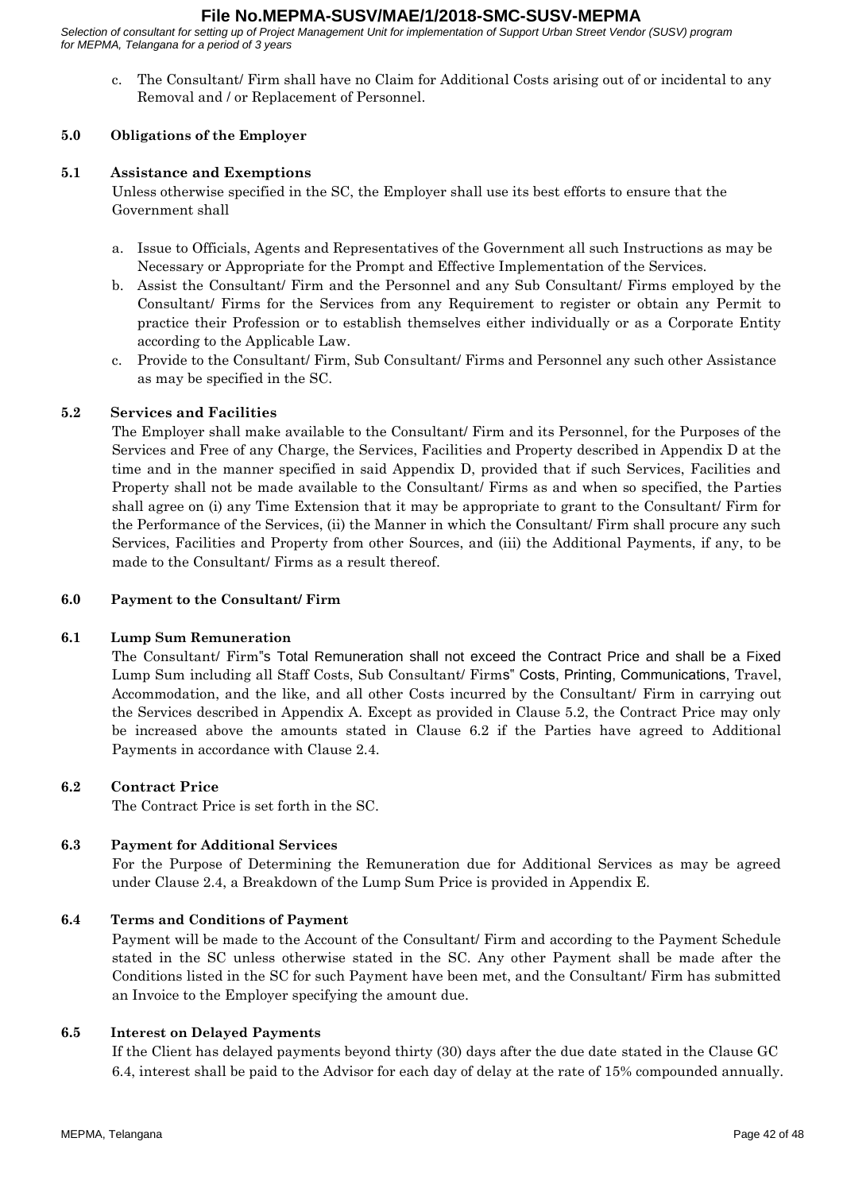c. The Consultant/ Firm shall have no Claim for Additional Costs arising out of or incidental to any Removal and / or Replacement of Personnel.

**5.0 Obligations of the Employer**

**5.1 Assistance and Exemptions**

Unless otherwise specified in the SC, the Employer shall use its best efforts to ensure that the Government shall

a. Issue to Officials, Agents and Representatives of the Government all such Instructions as may be Necessary or Appropriate for the Prompt and Effective Implementation of the Services.
b. Assist the Consultant/ Firm and the Personnel and any Sub Consultant/ Firms employed by the Consultant/ Firms for the Services from any Requirement to register or obtain any Permit to practice their Profession or to establish themselves either individually or as a Corporate Entity according to the Applicable Law.
c. Provide to the Consultant/ Firm, Sub Consultant/ Firms and Personnel any such other Assistance as may be specified in the SC.

**5.2 Services and Facilities**

The Employer shall make available to the Consultant/ Firm and its Personnel, for the Purposes of the Services and Free of any Charge, the Services, Facilities and Property described in Appendix D at the time and in the manner specified in said Appendix D, provided that if such Services, Facilities and Property shall not be made available to the Consultant/ Firms as and when so specified, the Parties shall agree on (i) any Time Extension that it may be appropriate to grant to the Consultant/ Firm for the Performance of the Services, (ii) the Manner in which the Consultant/ Firm shall procure any such Services, Facilities and Property from other Sources, and (iii) the Additional Payments, if any, to be made to the Consultant/ Firms as a result thereof.

**6.0 Payment to the Consultant/ Firm**

**6.1 Lump Sum Remuneration**

The Consultant/ Firm"s Total Remuneration shall not exceed the Contract Price and shall be a Fixed Lump Sum including all Staff Costs, Sub Consultant/ Firms" Costs, Printing, Communications, Travel, Accommodation, and the like, and all other Costs incurred by the Consultant/ Firm in carrying out the Services described in Appendix A. Except as provided in Clause 5.2, the Contract Price may only be increased above the amounts stated in Clause 6.2 if the Parties have agreed to Additional Payments in accordance with Clause 2.4.

**6.2 Contract Price**

The Contract Price is set forth in the SC.

**6.3 Payment for Additional Services**

For the Purpose of Determining the Remuneration due for Additional Services as may be agreed under Clause 2.4, a Breakdown of the Lump Sum Price is provided in Appendix E.

**6.4 Terms and Conditions of Payment**

Payment will be made to the Account of the Consultant/ Firm and according to the Payment Schedule stated in the SC unless otherwise stated in the SC. Any other Payment shall be made after the Conditions listed in the SC for such Payment have been met, and the Consultant/ Firm has submitted an Invoice to the Employer specifying the amount due.

**6.5 Interest on Delayed Payments**

If the Client has delayed payments beyond thirty (30) days after the due date stated in the Clause GC 6.4, interest shall be paid to the Advisor for each day of delay at the rate of 15% compounded annually.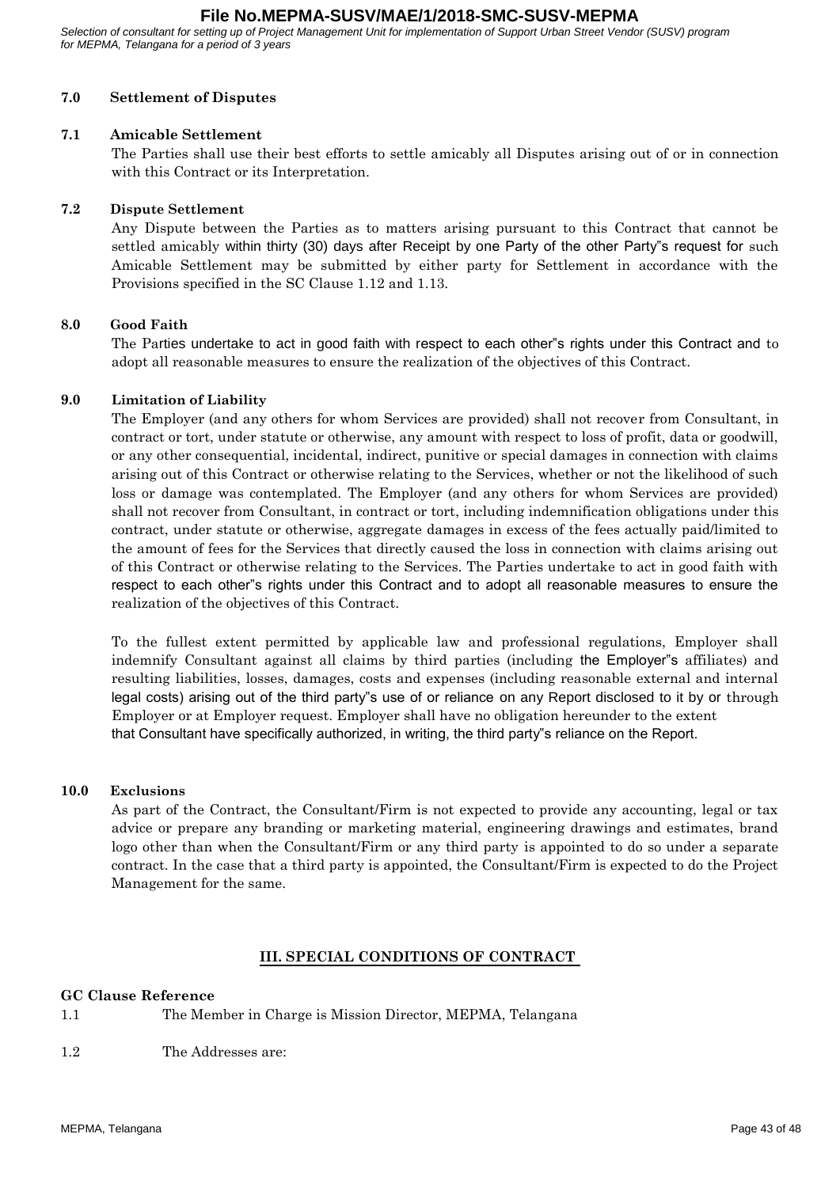**7.0 Settlement of Disputes**

**7.1 Amicable Settlement**

The Parties shall use their best efforts to settle amicably all Disputes arising out of or in connection with this Contract or its Interpretation.

**7.2 Dispute Settlement**

Any Dispute between the Parties as to matters arising pursuant to this Contract that cannot be settled amicably within thirty (30) days after Receipt by one Party of the other Party"s request for such Amicable Settlement may be submitted by either party for Settlement in accordance with the Provisions specified in the SC Clause 1.12 and 1.13.

**8.0 Good Faith**

The Parties undertake to act in good faith with respect to each other"s rights under this Contract and to adopt all reasonable measures to ensure the realization of the objectives of this Contract.

**9.0 Limitation of Liability**

The Employer (and any others for whom Services are provided) shall not recover from Consultant, in contract or tort, under statute or otherwise, any amount with respect to loss of profit, data or goodwill, or any other consequential, incidental, indirect, punitive or special damages in connection with claims arising out of this Contract or otherwise relating to the Services, whether or not the likelihood of such loss or damage was contemplated. The Employer (and any others for whom Services are provided) shall not recover from Consultant, in contract or tort, including indemnification obligations under this contract, under statute or otherwise, aggregate damages in excess of the fees actually paid/limited to the amount of fees for the Services that directly caused the loss in connection with claims arising out of this Contract or otherwise relating to the Services. The Parties undertake to act in good faith with respect to each other"s rights under this Contract and to adopt all reasonable measures to ensure the realization of the objectives of this Contract.

To the fullest extent permitted by applicable law and professional regulations, Employer shall indemnify Consultant against all claims by third parties (including the Employer"s affiliates) and resulting liabilities, losses, damages, costs and expenses (including reasonable external and internal legal costs) arising out of the third party"s use of or reliance on any Report disclosed to it by or through Employer or at Employer request. Employer shall have no obligation hereunder to the extent that Consultant have specifically authorized, in writing, the third party"s reliance on the Report.

**10.0 Exclusions**

As part of the Contract, the Consultant/Firm is not expected to provide any accounting, legal or tax advice or prepare any branding or marketing material, engineering drawings and estimates, brand logo other than when the Consultant/Firm or any third party is appointed to do so under a separate contract. In the case that a third party is appointed, the Consultant/Firm is expected to do the Project Management for the same.

## III. SPECIAL CONDITIONS OF CONTRACT

**GC Clause Reference**

1.1 The Member in Charge is Mission Director, MEPMA, Telangana

1.2 The Addresses are: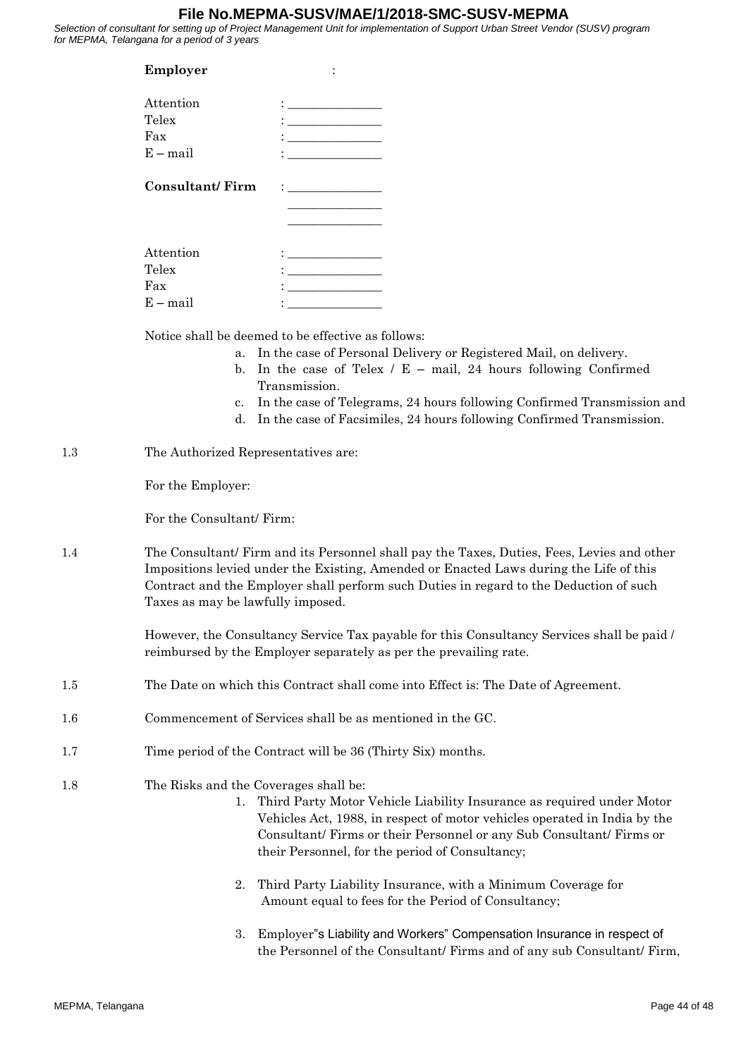**Employer** :

Attention : _______________
Telex : _______________
Fax : _______________
E – mail : _______________

**Consultant/ Firm** : _______________
_______________
_______________

Attention : _______________
Telex : _______________
Fax : _______________
E – mail : _______________

Notice shall be deemed to be effective as follows:

a. In the case of Personal Delivery or Registered Mail, on delivery.
b. In the case of Telex / E – mail, 24 hours following Confirmed Transmission.
c. In the case of Telegrams, 24 hours following Confirmed Transmission and
d. In the case of Facsimiles, 24 hours following Confirmed Transmission.

1.3 The Authorized Representatives are:

For the Employer:

For the Consultant/ Firm:

1.4 The Consultant/ Firm and its Personnel shall pay the Taxes, Duties, Fees, Levies and other Impositions levied under the Existing, Amended or Enacted Laws during the Life of this Contract and the Employer shall perform such Duties in regard to the Deduction of such Taxes as may be lawfully imposed.

However, the Consultancy Service Tax payable for this Consultancy Services shall be paid / reimbursed by the Employer separately as per the prevailing rate.

1.5 The Date on which this Contract shall come into Effect is: The Date of Agreement.

1.6 Commencement of Services shall be as mentioned in the GC.

1.7 Time period of the Contract will be 36 (Thirty Six) months.

1.8 The Risks and the Coverages shall be:

1. Third Party Motor Vehicle Liability Insurance as required under Motor Vehicles Act, 1988, in respect of motor vehicles operated in India by the Consultant/ Firms or their Personnel or any Sub Consultant/ Firms or their Personnel, for the period of Consultancy;

2. Third Party Liability Insurance, with a Minimum Coverage for Amount equal to fees for the Period of Consultancy;

3. Employer"s Liability and Workers" Compensation Insurance in respect of the Personnel of the Consultant/ Firms and of any sub Consultant/ Firm,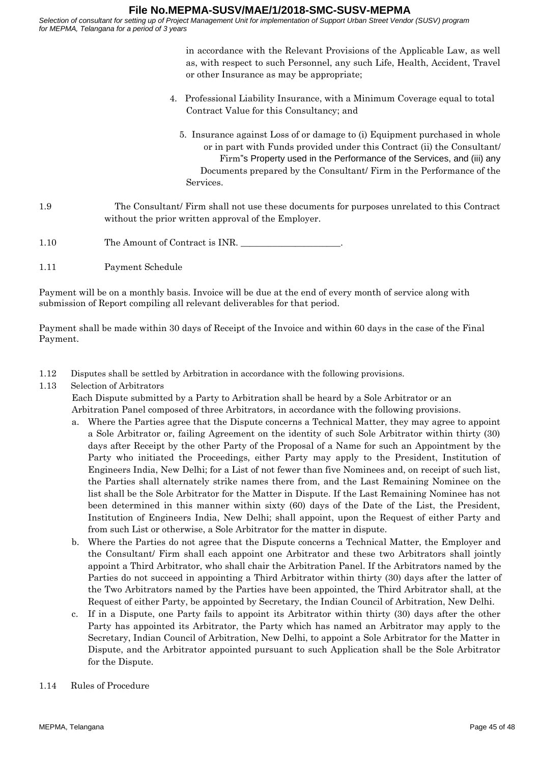in accordance with the Relevant Provisions of the Applicable Law, as well as, with respect to such Personnel, any such Life, Health, Accident, Travel or other Insurance as may be appropriate;

4. Professional Liability Insurance, with a Minimum Coverage equal to total Contract Value for this Consultancy; and

5. Insurance against Loss of or damage to (i) Equipment purchased in whole or in part with Funds provided under this Contract (ii) the Consultant/ Firm"s Property used in the Performance of the Services, and (iii) any Documents prepared by the Consultant/ Firm in the Performance of the Services.

1.9 The Consultant/ Firm shall not use these documents for purposes unrelated to this Contract without the prior written approval of the Employer.

1.10 The Amount of Contract is INR. ______________________.

1.11 Payment Schedule

Payment will be on a monthly basis. Invoice will be due at the end of every month of service along with submission of Report compiling all relevant deliverables for that period.

Payment shall be made within 30 days of Receipt of the Invoice and within 60 days in the case of the Final Payment.

1.12 Disputes shall be settled by Arbitration in accordance with the following provisions.

1.13 Selection of Arbitrators

Each Dispute submitted by a Party to Arbitration shall be heard by a Sole Arbitrator or an Arbitration Panel composed of three Arbitrators, in accordance with the following provisions.

a. Where the Parties agree that the Dispute concerns a Technical Matter, they may agree to appoint a Sole Arbitrator or, failing Agreement on the identity of such Sole Arbitrator within thirty (30) days after Receipt by the other Party of the Proposal of a Name for such an Appointment by the Party who initiated the Proceedings, either Party may apply to the President, Institution of Engineers India, New Delhi; for a List of not fewer than five Nominees and, on receipt of such list, the Parties shall alternately strike names there from, and the Last Remaining Nominee on the list shall be the Sole Arbitrator for the Matter in Dispute. If the Last Remaining Nominee has not been determined in this manner within sixty (60) days of the Date of the List, the President, Institution of Engineers India, New Delhi; shall appoint, upon the Request of either Party and from such List or otherwise, a Sole Arbitrator for the matter in dispute.

b. Where the Parties do not agree that the Dispute concerns a Technical Matter, the Employer and the Consultant/ Firm shall each appoint one Arbitrator and these two Arbitrators shall jointly appoint a Third Arbitrator, who shall chair the Arbitration Panel. If the Arbitrators named by the Parties do not succeed in appointing a Third Arbitrator within thirty (30) days after the latter of the Two Arbitrators named by the Parties have been appointed, the Third Arbitrator shall, at the Request of either Party, be appointed by Secretary, the Indian Council of Arbitration, New Delhi.

c. If in a Dispute, one Party fails to appoint its Arbitrator within thirty (30) days after the other Party has appointed its Arbitrator, the Party which has named an Arbitrator may apply to the Secretary, Indian Council of Arbitration, New Delhi, to appoint a Sole Arbitrator for the Matter in Dispute, and the Arbitrator appointed pursuant to such Application shall be the Sole Arbitrator for the Dispute.

1.14 Rules of Procedure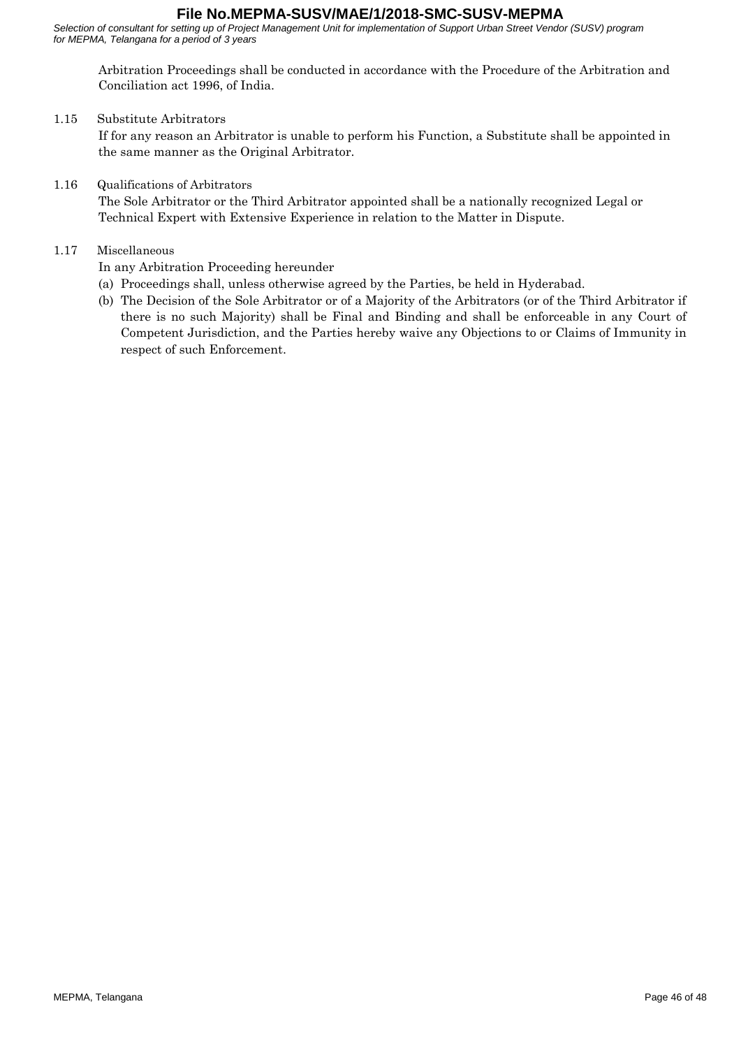Arbitration Proceedings shall be conducted in accordance with the Procedure of the Arbitration and Conciliation act 1996, of India.

1.15 Substitute Arbitrators

If for any reason an Arbitrator is unable to perform his Function, a Substitute shall be appointed in the same manner as the Original Arbitrator.

1.16 Qualifications of Arbitrators

The Sole Arbitrator or the Third Arbitrator appointed shall be a nationally recognized Legal or Technical Expert with Extensive Experience in relation to the Matter in Dispute.

1.17 Miscellaneous

In any Arbitration Proceeding hereunder

(a) Proceedings shall, unless otherwise agreed by the Parties, be held in Hyderabad.
(b) The Decision of the Sole Arbitrator or of a Majority of the Arbitrators (or of the Third Arbitrator if there is no such Majority) shall be Final and Binding and shall be enforceable in any Court of Competent Jurisdiction, and the Parties hereby waive any Objections to or Claims of Immunity in respect of such Enforcement.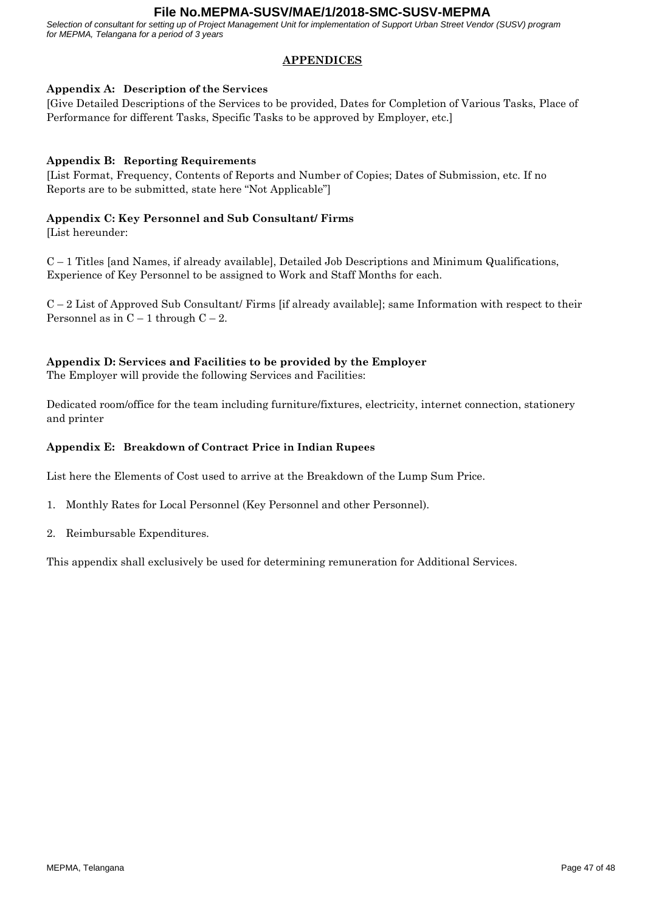## APPENDICES

**Appendix A: Description of the Services**

[Give Detailed Descriptions of the Services to be provided, Dates for Completion of Various Tasks, Place of Performance for different Tasks, Specific Tasks to be approved by Employer, etc.]

**Appendix B: Reporting Requirements**

[List Format, Frequency, Contents of Reports and Number of Copies; Dates of Submission, etc. If no Reports are to be submitted, state here "Not Applicable"]

**Appendix C: Key Personnel and Sub Consultant/ Firms**

[List hereunder:

C – 1 Titles [and Names, if already available], Detailed Job Descriptions and Minimum Qualifications, Experience of Key Personnel to be assigned to Work and Staff Months for each.

C – 2 List of Approved Sub Consultant/ Firms [if already available]; same Information with respect to their Personnel as in C – 1 through C – 2.

**Appendix D: Services and Facilities to be provided by the Employer**

The Employer will provide the following Services and Facilities:

Dedicated room/office for the team including furniture/fixtures, electricity, internet connection, stationery and printer

**Appendix E: Breakdown of Contract Price in Indian Rupees**

List here the Elements of Cost used to arrive at the Breakdown of the Lump Sum Price.

1. Monthly Rates for Local Personnel (Key Personnel and other Personnel).
2. Reimbursable Expenditures.

This appendix shall exclusively be used for determining remuneration for Additional Services.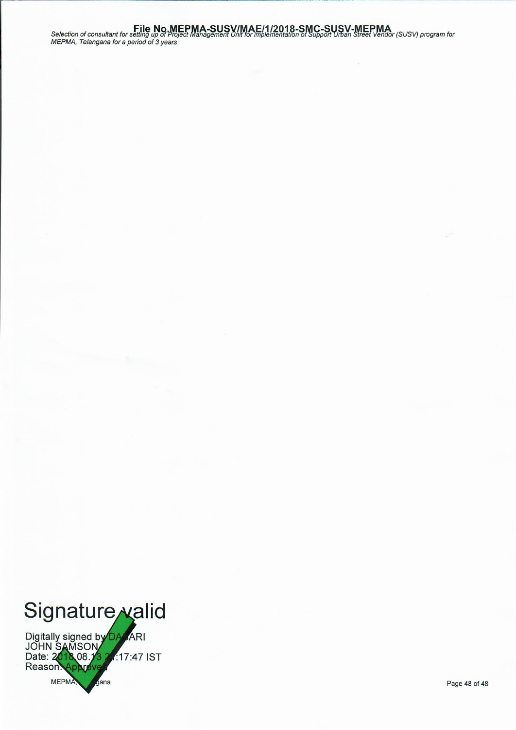Signature valid

Digitally signed by DASARI JOHN SAMSON

Date: 2018.08.13 21:17:47 IST

Reason: Approved

MEPMA, Telangana